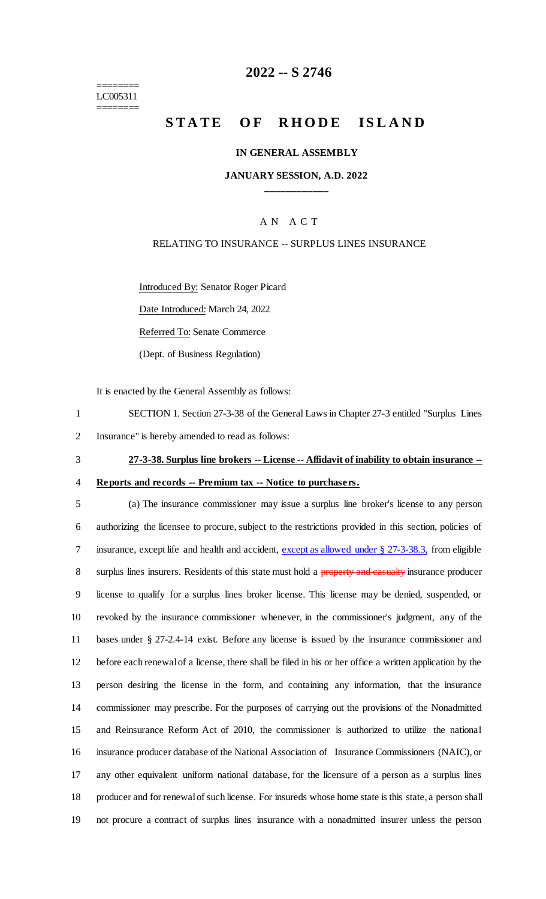# 2022 -- S 2746

========
LC005311
========

## STATE OF RHODE ISLAND

**IN GENERAL ASSEMBLY**

**JANUARY SESSION, A.D. 2022**

\_\_\_\_\_\_\_\_\_\_\_\_

A N A C T

RELATING TO INSURANCE -- SURPLUS LINES INSURANCE

Introduced By: Senator Roger Picard

Date Introduced: March 24, 2022

Referred To: Senate Commerce

(Dept. of Business Regulation)

It is enacted by the General Assembly as follows:

1 SECTION 1. Section 27-3-38 of the General Laws in Chapter 27-3 entitled "Surplus Lines
2 Insurance" is hereby amended to read as follows:

3 **27-3-38. Surplus line brokers -- License -- Affidavit of inability to obtain insurance --**
4 **Reports and records -- Premium tax -- Notice to purchasers.**

5 (a) The insurance commissioner may issue a surplus line broker's license to any person
6 authorizing the licensee to procure, subject to the restrictions provided in this section, policies of
7 insurance, except life and health and accident, except as allowed under § 27-3-38.3, from eligible
8 surplus lines insurers. Residents of this state must hold a ~~property and casualty~~ insurance producer
9 license to qualify for a surplus lines broker license. This license may be denied, suspended, or
10 revoked by the insurance commissioner whenever, in the commissioner's judgment, any of the
11 bases under § 27-2.4-14 exist. Before any license is issued by the insurance commissioner and
12 before each renewal of a license, there shall be filed in his or her office a written application by the
13 person desiring the license in the form, and containing any information, that the insurance
14 commissioner may prescribe. For the purposes of carrying out the provisions of the Nonadmitted
15 and Reinsurance Reform Act of 2010, the commissioner is authorized to utilize the national
16 insurance producer database of the National Association of Insurance Commissioners (NAIC), or
17 any other equivalent uniform national database, for the licensure of a person as a surplus lines
18 producer and for renewal of such license. For insureds whose home state is this state, a person shall
19 not procure a contract of surplus lines insurance with a nonadmitted insurer unless the person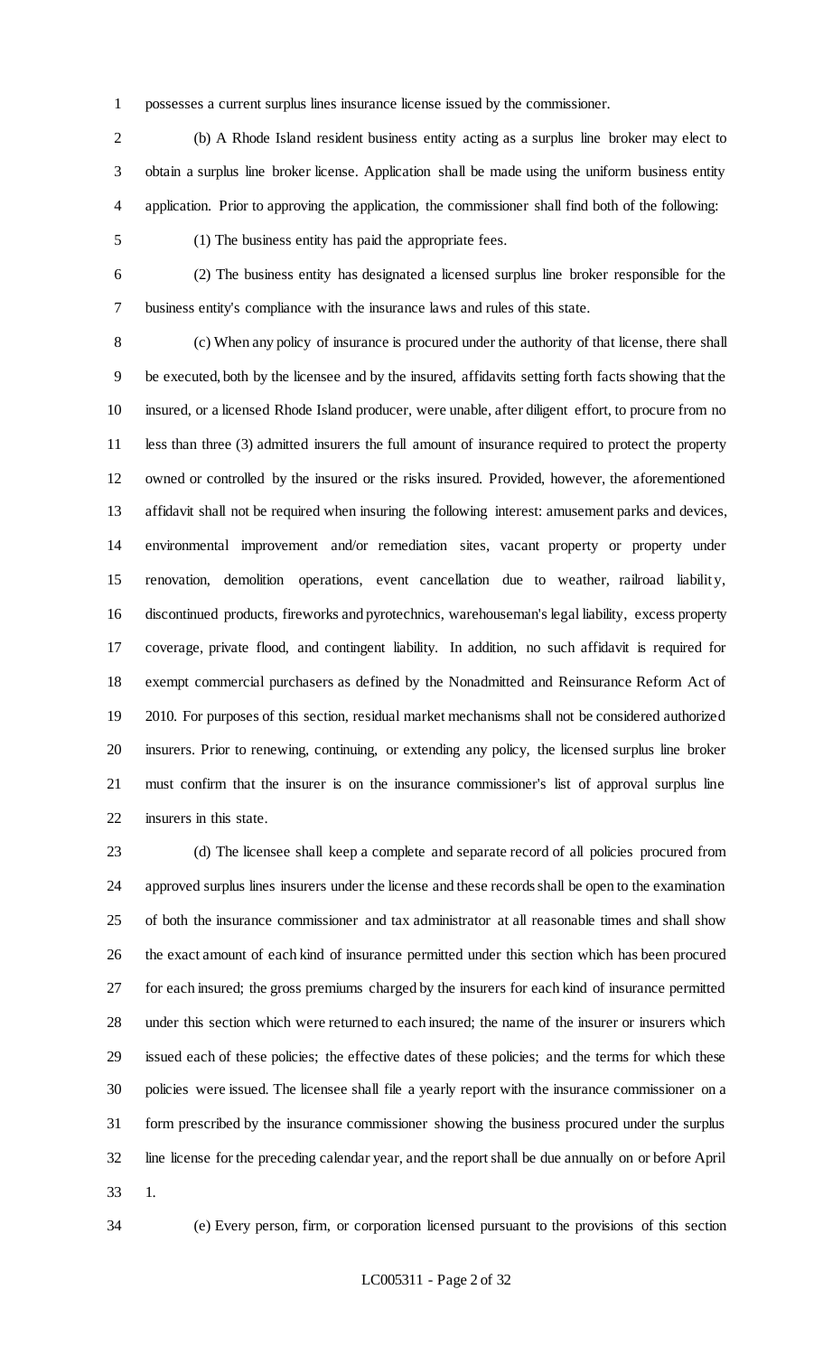possesses a current surplus lines insurance license issued by the commissioner.

(b) A Rhode Island resident business entity acting as a surplus line broker may elect to obtain a surplus line broker license. Application shall be made using the uniform business entity application. Prior to approving the application, the commissioner shall find both of the following:

(1) The business entity has paid the appropriate fees.

(2) The business entity has designated a licensed surplus line broker responsible for the business entity's compliance with the insurance laws and rules of this state.

(c) When any policy of insurance is procured under the authority of that license, there shall be executed, both by the licensee and by the insured, affidavits setting forth facts showing that the insured, or a licensed Rhode Island producer, were unable, after diligent effort, to procure from no less than three (3) admitted insurers the full amount of insurance required to protect the property owned or controlled by the insured or the risks insured. Provided, however, the aforementioned affidavit shall not be required when insuring the following interest: amusement parks and devices, environmental improvement and/or remediation sites, vacant property or property under renovation, demolition operations, event cancellation due to weather, railroad liability, discontinued products, fireworks and pyrotechnics, warehouseman's legal liability, excess property coverage, private flood, and contingent liability. In addition, no such affidavit is required for exempt commercial purchasers as defined by the Nonadmitted and Reinsurance Reform Act of 2010. For purposes of this section, residual market mechanisms shall not be considered authorized insurers. Prior to renewing, continuing, or extending any policy, the licensed surplus line broker must confirm that the insurer is on the insurance commissioner's list of approval surplus line insurers in this state.

(d) The licensee shall keep a complete and separate record of all policies procured from approved surplus lines insurers under the license and these records shall be open to the examination of both the insurance commissioner and tax administrator at all reasonable times and shall show the exact amount of each kind of insurance permitted under this section which has been procured for each insured; the gross premiums charged by the insurers for each kind of insurance permitted under this section which were returned to each insured; the name of the insurer or insurers which issued each of these policies; the effective dates of these policies; and the terms for which these policies were issued. The licensee shall file a yearly report with the insurance commissioner on a form prescribed by the insurance commissioner showing the business procured under the surplus line license for the preceding calendar year, and the report shall be due annually on or before April 1.

(e) Every person, firm, or corporation licensed pursuant to the provisions of this section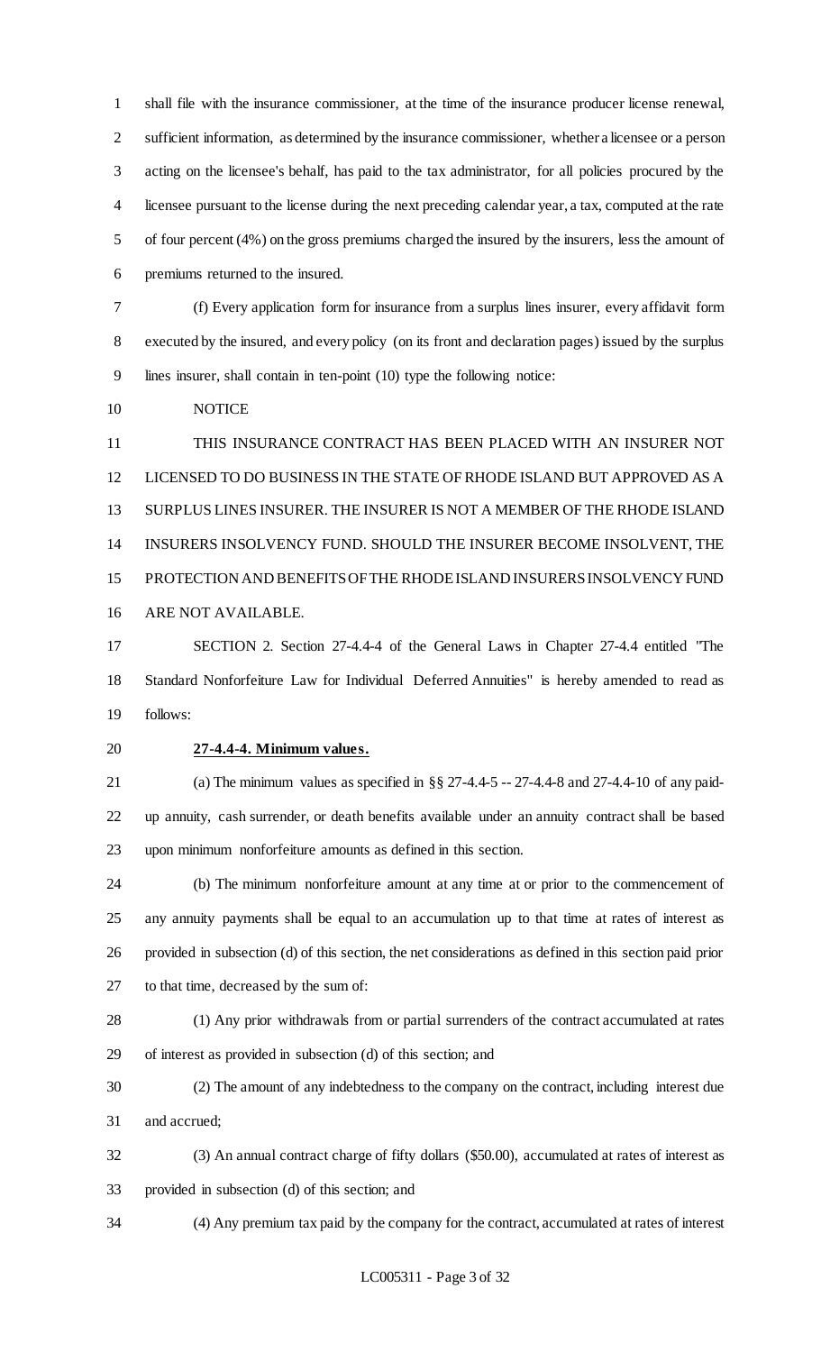shall file with the insurance commissioner, at the time of the insurance producer license renewal, sufficient information, as determined by the insurance commissioner, whether a licensee or a person acting on the licensee's behalf, has paid to the tax administrator, for all policies procured by the licensee pursuant to the license during the next preceding calendar year, a tax, computed at the rate of four percent (4%) on the gross premiums charged the insured by the insurers, less the amount of premiums returned to the insured.

(f) Every application form for insurance from a surplus lines insurer, every affidavit form executed by the insured, and every policy (on its front and declaration pages) issued by the surplus lines insurer, shall contain in ten-point (10) type the following notice:

NOTICE

THIS INSURANCE CONTRACT HAS BEEN PLACED WITH AN INSURER NOT LICENSED TO DO BUSINESS IN THE STATE OF RHODE ISLAND BUT APPROVED AS A SURPLUS LINES INSURER. THE INSURER IS NOT A MEMBER OF THE RHODE ISLAND INSURERS INSOLVENCY FUND. SHOULD THE INSURER BECOME INSOLVENT, THE PROTECTION AND BENEFITS OF THE RHODE ISLAND INSURERS INSOLVENCY FUND ARE NOT AVAILABLE.

SECTION 2. Section 27-4.4-4 of the General Laws in Chapter 27-4.4 entitled "The Standard Nonforfeiture Law for Individual Deferred Annuities" is hereby amended to read as follows:

**27-4.4-4. Minimum values.**

(a) The minimum values as specified in §§ 27-4.4-5 -- 27-4.4-8 and 27-4.4-10 of any paid-up annuity, cash surrender, or death benefits available under an annuity contract shall be based upon minimum nonforfeiture amounts as defined in this section.

(b) The minimum nonforfeiture amount at any time at or prior to the commencement of any annuity payments shall be equal to an accumulation up to that time at rates of interest as provided in subsection (d) of this section, the net considerations as defined in this section paid prior to that time, decreased by the sum of:

(1) Any prior withdrawals from or partial surrenders of the contract accumulated at rates of interest as provided in subsection (d) of this section; and

(2) The amount of any indebtedness to the company on the contract, including interest due and accrued;

(3) An annual contract charge of fifty dollars ($50.00), accumulated at rates of interest as provided in subsection (d) of this section; and

(4) Any premium tax paid by the company for the contract, accumulated at rates of interest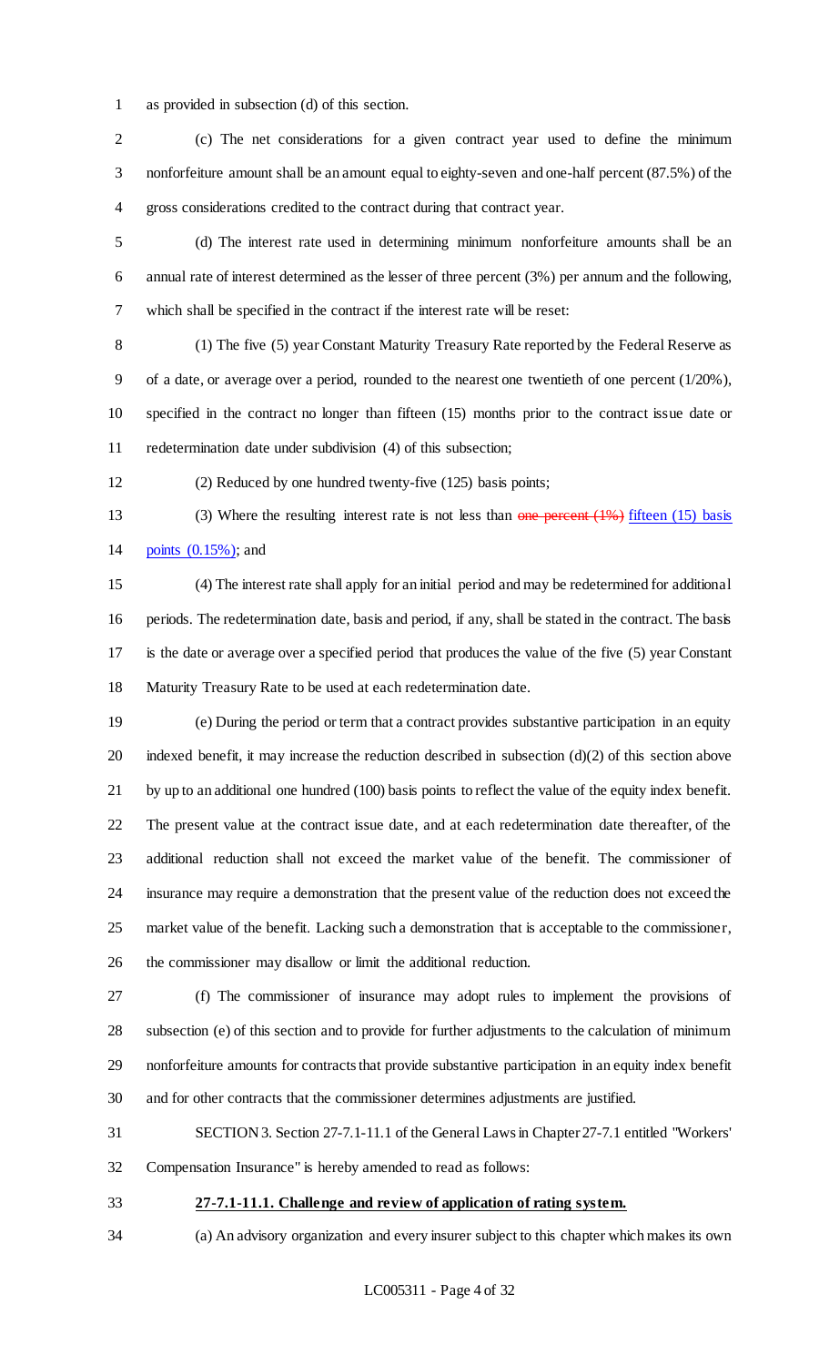as provided in subsection (d) of this section.

(c) The net considerations for a given contract year used to define the minimum nonforfeiture amount shall be an amount equal to eighty-seven and one-half percent (87.5%) of the gross considerations credited to the contract during that contract year.

(d) The interest rate used in determining minimum nonforfeiture amounts shall be an annual rate of interest determined as the lesser of three percent (3%) per annum and the following, which shall be specified in the contract if the interest rate will be reset:

(1) The five (5) year Constant Maturity Treasury Rate reported by the Federal Reserve as of a date, or average over a period, rounded to the nearest one twentieth of one percent (1/20%), specified in the contract no longer than fifteen (15) months prior to the contract issue date or redetermination date under subdivision (4) of this subsection;

(2) Reduced by one hundred twenty-five (125) basis points;

(3) Where the resulting interest rate is not less than ~~one percent (1%)~~ fifteen (15) basis points (0.15%); and

(4) The interest rate shall apply for an initial period and may be redetermined for additional periods. The redetermination date, basis and period, if any, shall be stated in the contract. The basis is the date or average over a specified period that produces the value of the five (5) year Constant Maturity Treasury Rate to be used at each redetermination date.

(e) During the period or term that a contract provides substantive participation in an equity indexed benefit, it may increase the reduction described in subsection (d)(2) of this section above by up to an additional one hundred (100) basis points to reflect the value of the equity index benefit. The present value at the contract issue date, and at each redetermination date thereafter, of the additional reduction shall not exceed the market value of the benefit. The commissioner of insurance may require a demonstration that the present value of the reduction does not exceed the market value of the benefit. Lacking such a demonstration that is acceptable to the commissioner, the commissioner may disallow or limit the additional reduction.

(f) The commissioner of insurance may adopt rules to implement the provisions of subsection (e) of this section and to provide for further adjustments to the calculation of minimum nonforfeiture amounts for contracts that provide substantive participation in an equity index benefit and for other contracts that the commissioner determines adjustments are justified.

SECTION 3. Section 27-7.1-11.1 of the General Laws in Chapter 27-7.1 entitled "Workers' Compensation Insurance" is hereby amended to read as follows:

**27-7.1-11.1. Challenge and review of application of rating system.**

(a) An advisory organization and every insurer subject to this chapter which makes its own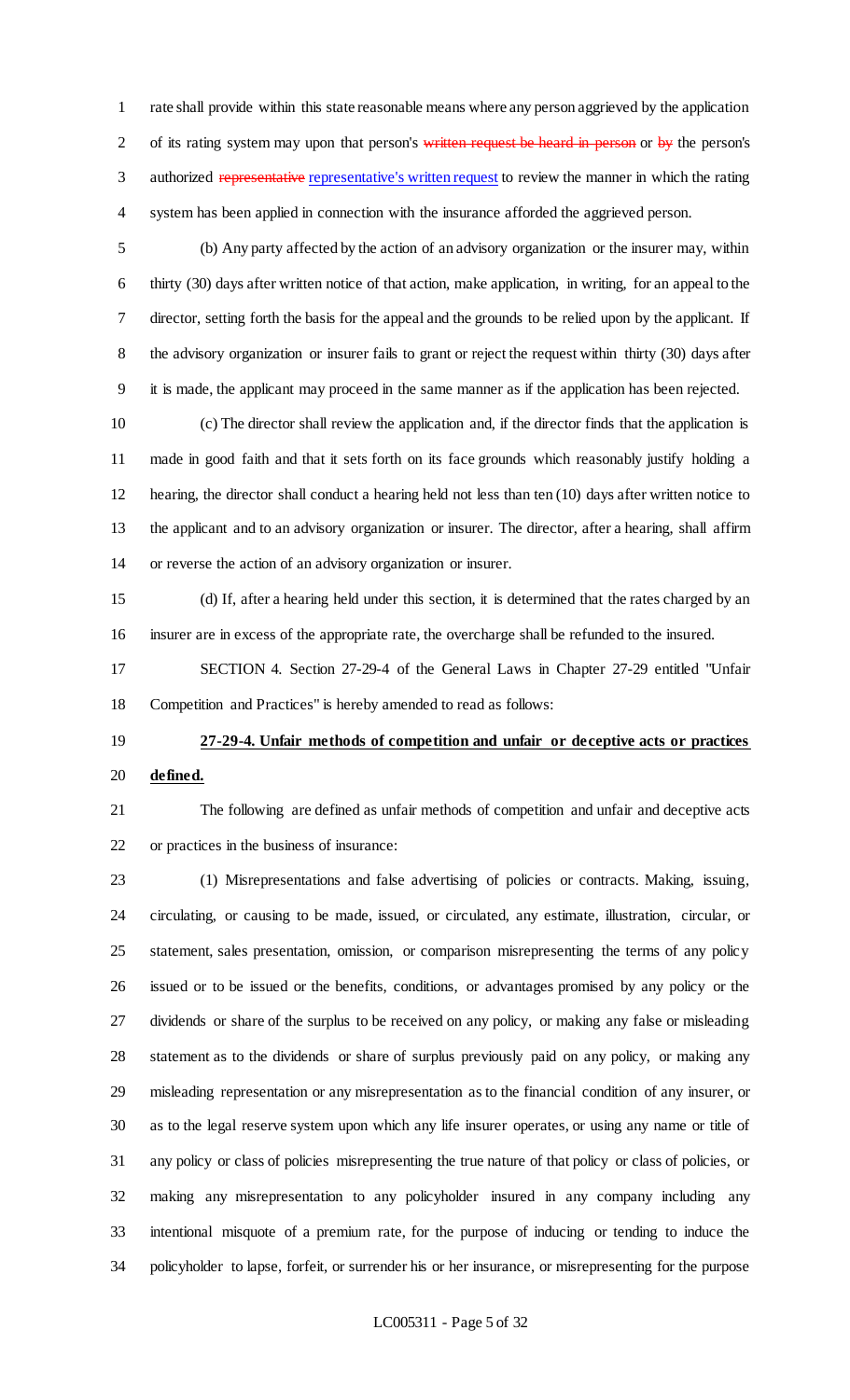rate shall provide within this state reasonable means where any person aggrieved by the application of its rating system may upon that person's ~~written request be heard in person~~ or ~~by~~ the person's authorized ~~representative~~ representative's written request to review the manner in which the rating system has been applied in connection with the insurance afforded the aggrieved person.

(b) Any party affected by the action of an advisory organization or the insurer may, within thirty (30) days after written notice of that action, make application, in writing, for an appeal to the director, setting forth the basis for the appeal and the grounds to be relied upon by the applicant. If the advisory organization or insurer fails to grant or reject the request within thirty (30) days after it is made, the applicant may proceed in the same manner as if the application has been rejected.

(c) The director shall review the application and, if the director finds that the application is made in good faith and that it sets forth on its face grounds which reasonably justify holding a hearing, the director shall conduct a hearing held not less than ten (10) days after written notice to the applicant and to an advisory organization or insurer. The director, after a hearing, shall affirm or reverse the action of an advisory organization or insurer.

(d) If, after a hearing held under this section, it is determined that the rates charged by an insurer are in excess of the appropriate rate, the overcharge shall be refunded to the insured.

SECTION 4. Section 27-29-4 of the General Laws in Chapter 27-29 entitled "Unfair Competition and Practices" is hereby amended to read as follows:

**27-29-4. Unfair methods of competition and unfair or deceptive acts or practices defined.**

The following are defined as unfair methods of competition and unfair and deceptive acts or practices in the business of insurance:

(1) Misrepresentations and false advertising of policies or contracts. Making, issuing, circulating, or causing to be made, issued, or circulated, any estimate, illustration, circular, or statement, sales presentation, omission, or comparison misrepresenting the terms of any policy issued or to be issued or the benefits, conditions, or advantages promised by any policy or the dividends or share of the surplus to be received on any policy, or making any false or misleading statement as to the dividends or share of surplus previously paid on any policy, or making any misleading representation or any misrepresentation as to the financial condition of any insurer, or as to the legal reserve system upon which any life insurer operates, or using any name or title of any policy or class of policies misrepresenting the true nature of that policy or class of policies, or making any misrepresentation to any policyholder insured in any company including any intentional misquote of a premium rate, for the purpose of inducing or tending to induce the policyholder to lapse, forfeit, or surrender his or her insurance, or misrepresenting for the purpose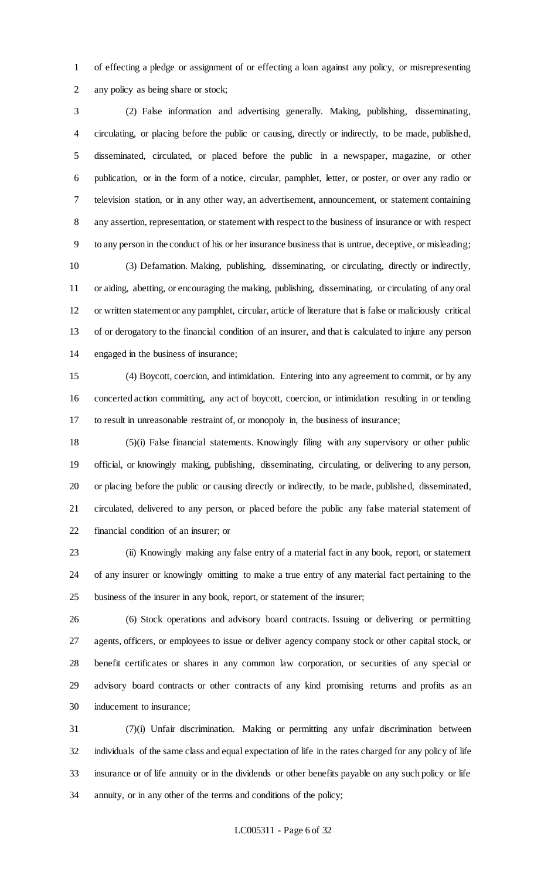of effecting a pledge or assignment of or effecting a loan against any policy, or misrepresenting any policy as being share or stock;

(2) False information and advertising generally. Making, publishing, disseminating, circulating, or placing before the public or causing, directly or indirectly, to be made, published, disseminated, circulated, or placed before the public in a newspaper, magazine, or other publication, or in the form of a notice, circular, pamphlet, letter, or poster, or over any radio or television station, or in any other way, an advertisement, announcement, or statement containing any assertion, representation, or statement with respect to the business of insurance or with respect to any person in the conduct of his or her insurance business that is untrue, deceptive, or misleading;

(3) Defamation. Making, publishing, disseminating, or circulating, directly or indirectly, or aiding, abetting, or encouraging the making, publishing, disseminating, or circulating of any oral or written statement or any pamphlet, circular, article of literature that is false or maliciously critical of or derogatory to the financial condition of an insurer, and that is calculated to injure any person engaged in the business of insurance;

(4) Boycott, coercion, and intimidation. Entering into any agreement to commit, or by any concerted action committing, any act of boycott, coercion, or intimidation resulting in or tending to result in unreasonable restraint of, or monopoly in, the business of insurance;

(5)(i) False financial statements. Knowingly filing with any supervisory or other public official, or knowingly making, publishing, disseminating, circulating, or delivering to any person, or placing before the public or causing directly or indirectly, to be made, published, disseminated, circulated, delivered to any person, or placed before the public any false material statement of financial condition of an insurer; or

(ii) Knowingly making any false entry of a material fact in any book, report, or statement of any insurer or knowingly omitting to make a true entry of any material fact pertaining to the business of the insurer in any book, report, or statement of the insurer;

(6) Stock operations and advisory board contracts. Issuing or delivering or permitting agents, officers, or employees to issue or deliver agency company stock or other capital stock, or benefit certificates or shares in any common law corporation, or securities of any special or advisory board contracts or other contracts of any kind promising returns and profits as an inducement to insurance;

(7)(i) Unfair discrimination. Making or permitting any unfair discrimination between individuals of the same class and equal expectation of life in the rates charged for any policy of life insurance or of life annuity or in the dividends or other benefits payable on any such policy or life annuity, or in any other of the terms and conditions of the policy;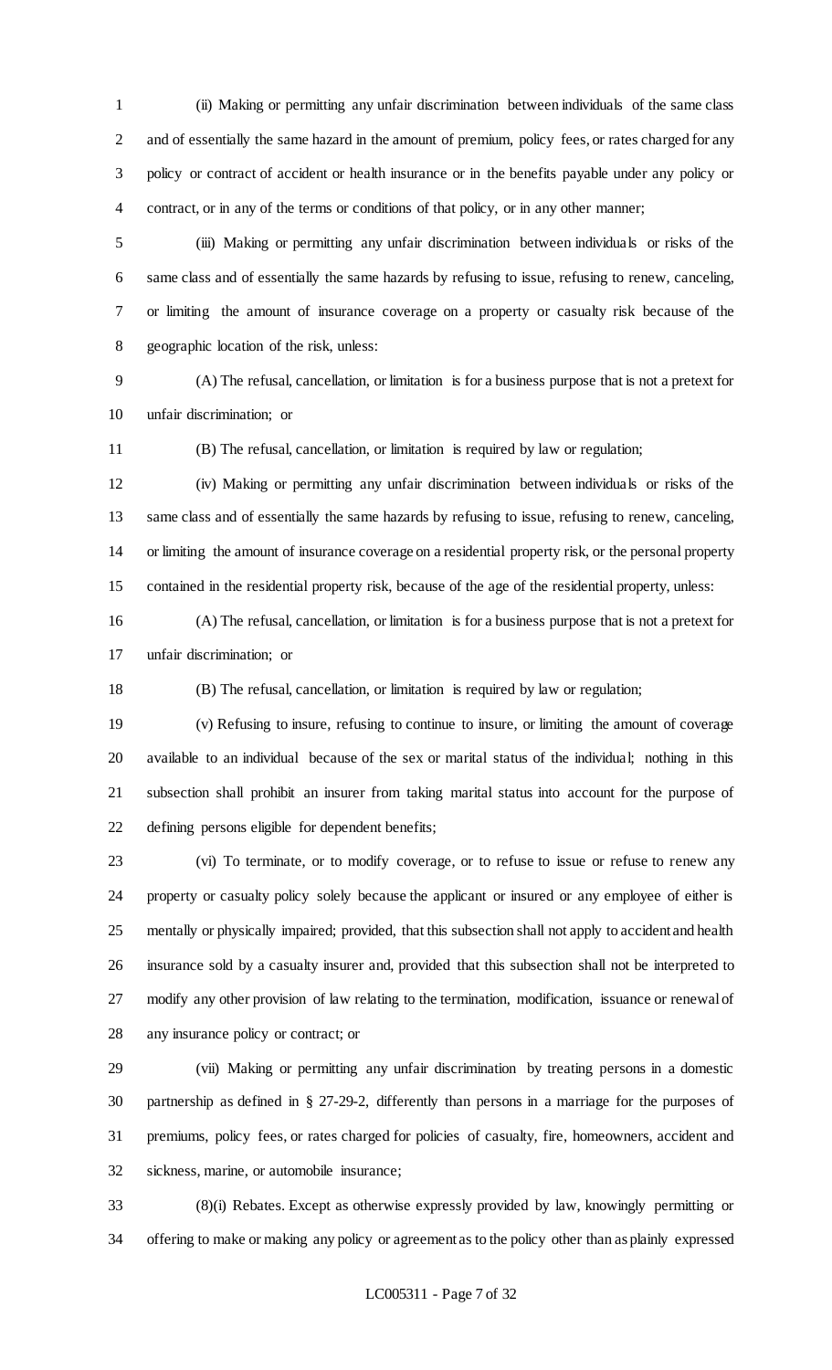(ii) Making or permitting any unfair discrimination between individuals of the same class and of essentially the same hazard in the amount of premium, policy fees, or rates charged for any policy or contract of accident or health insurance or in the benefits payable under any policy or contract, or in any of the terms or conditions of that policy, or in any other manner;

(iii) Making or permitting any unfair discrimination between individuals or risks of the same class and of essentially the same hazards by refusing to issue, refusing to renew, canceling, or limiting the amount of insurance coverage on a property or casualty risk because of the geographic location of the risk, unless:

(A) The refusal, cancellation, or limitation is for a business purpose that is not a pretext for unfair discrimination; or

(B) The refusal, cancellation, or limitation is required by law or regulation;

(iv) Making or permitting any unfair discrimination between individuals or risks of the same class and of essentially the same hazards by refusing to issue, refusing to renew, canceling, or limiting the amount of insurance coverage on a residential property risk, or the personal property contained in the residential property risk, because of the age of the residential property, unless:

(A) The refusal, cancellation, or limitation is for a business purpose that is not a pretext for unfair discrimination; or

(B) The refusal, cancellation, or limitation is required by law or regulation;

(v) Refusing to insure, refusing to continue to insure, or limiting the amount of coverage available to an individual because of the sex or marital status of the individual; nothing in this subsection shall prohibit an insurer from taking marital status into account for the purpose of defining persons eligible for dependent benefits;

(vi) To terminate, or to modify coverage, or to refuse to issue or refuse to renew any property or casualty policy solely because the applicant or insured or any employee of either is mentally or physically impaired; provided, that this subsection shall not apply to accident and health insurance sold by a casualty insurer and, provided that this subsection shall not be interpreted to modify any other provision of law relating to the termination, modification, issuance or renewal of any insurance policy or contract; or

(vii) Making or permitting any unfair discrimination by treating persons in a domestic partnership as defined in § 27-29-2, differently than persons in a marriage for the purposes of premiums, policy fees, or rates charged for policies of casualty, fire, homeowners, accident and sickness, marine, or automobile insurance;

(8)(i) Rebates. Except as otherwise expressly provided by law, knowingly permitting or offering to make or making any policy or agreement as to the policy other than as plainly expressed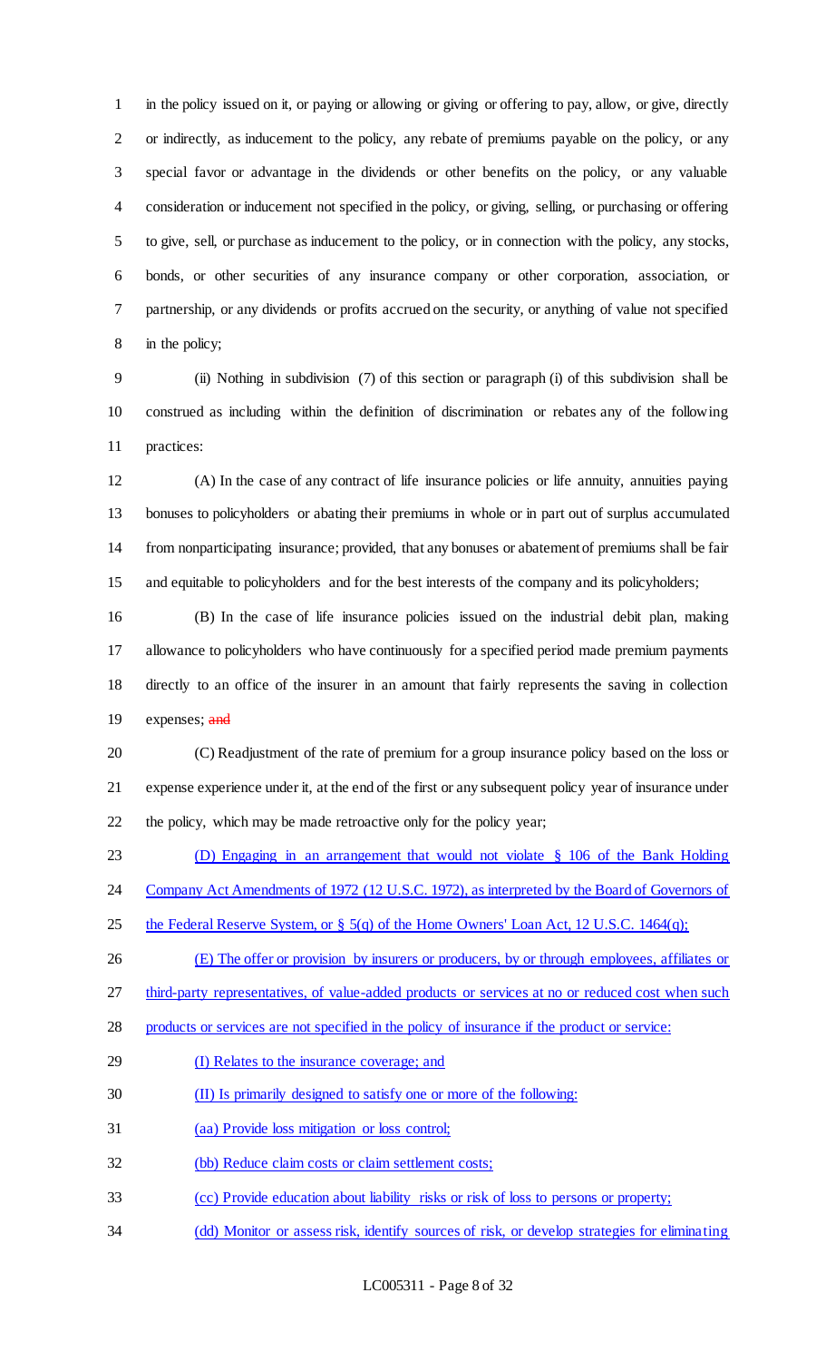in the policy issued on it, or paying or allowing or giving or offering to pay, allow, or give, directly or indirectly, as inducement to the policy, any rebate of premiums payable on the policy, or any special favor or advantage in the dividends or other benefits on the policy, or any valuable consideration or inducement not specified in the policy, or giving, selling, or purchasing or offering to give, sell, or purchase as inducement to the policy, or in connection with the policy, any stocks, bonds, or other securities of any insurance company or other corporation, association, or partnership, or any dividends or profits accrued on the security, or anything of value not specified in the policy;

(ii) Nothing in subdivision (7) of this section or paragraph (i) of this subdivision shall be construed as including within the definition of discrimination or rebates any of the following practices:

(A) In the case of any contract of life insurance policies or life annuity, annuities paying bonuses to policyholders or abating their premiums in whole or in part out of surplus accumulated from nonparticipating insurance; provided, that any bonuses or abatement of premiums shall be fair and equitable to policyholders and for the best interests of the company and its policyholders;

(B) In the case of life insurance policies issued on the industrial debit plan, making allowance to policyholders who have continuously for a specified period made premium payments directly to an office of the insurer in an amount that fairly represents the saving in collection expenses; ~~and~~

(C) Readjustment of the rate of premium for a group insurance policy based on the loss or expense experience under it, at the end of the first or any subsequent policy year of insurance under the policy, which may be made retroactive only for the policy year;

<u>(D) Engaging in an arrangement that would not violate § 106 of the Bank Holding Company Act Amendments of 1972 (12 U.S.C. 1972), as interpreted by the Board of Governors of the Federal Reserve System, or § 5(q) of the Home Owners' Loan Act, 12 U.S.C. 1464(q);</u>

<u>(E) The offer or provision by insurers or producers, by or through employees, affiliates or third-party representatives, of value-added products or services at no or reduced cost when such products or services are not specified in the policy of insurance if the product or service:</u>

<u>(I) Relates to the insurance coverage; and</u>

<u>(II) Is primarily designed to satisfy one or more of the following:</u>

<u>(aa) Provide loss mitigation or loss control;</u>

<u>(bb) Reduce claim costs or claim settlement costs;</u>

<u>(cc) Provide education about liability risks or risk of loss to persons or property;</u>

<u>(dd) Monitor or assess risk, identify sources of risk, or develop strategies for eliminating</u>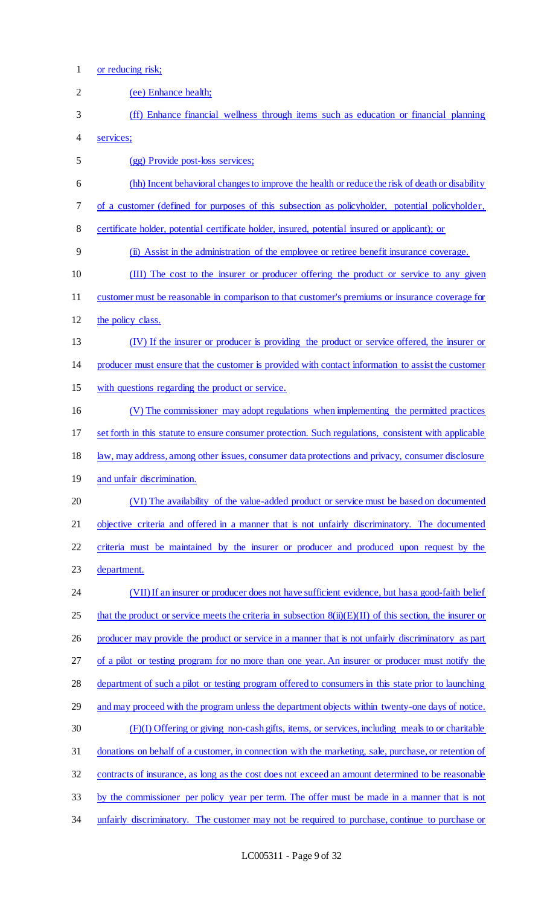or reducing risk;

(ee) Enhance health;

(ff) Enhance financial wellness through items such as education or financial planning services;

(gg) Provide post-loss services;

(hh) Incent behavioral changes to improve the health or reduce the risk of death or disability of a customer (defined for purposes of this subsection as policyholder, potential policyholder, certificate holder, potential certificate holder, insured, potential insured or applicant); or

(ii) Assist in the administration of the employee or retiree benefit insurance coverage.

(III) The cost to the insurer or producer offering the product or service to any given customer must be reasonable in comparison to that customer's premiums or insurance coverage for the policy class.

(IV) If the insurer or producer is providing the product or service offered, the insurer or producer must ensure that the customer is provided with contact information to assist the customer with questions regarding the product or service.

(V) The commissioner may adopt regulations when implementing the permitted practices set forth in this statute to ensure consumer protection. Such regulations, consistent with applicable law, may address, among other issues, consumer data protections and privacy, consumer disclosure and unfair discrimination.

(VI) The availability of the value-added product or service must be based on documented objective criteria and offered in a manner that is not unfairly discriminatory. The documented criteria must be maintained by the insurer or producer and produced upon request by the department.

(VII) If an insurer or producer does not have sufficient evidence, but has a good-faith belief that the product or service meets the criteria in subsection 8(ii)(E)(II) of this section, the insurer or producer may provide the product or service in a manner that is not unfairly discriminatory as part of a pilot or testing program for no more than one year. An insurer or producer must notify the department of such a pilot or testing program offered to consumers in this state prior to launching and may proceed with the program unless the department objects within twenty-one days of notice.

(F)(I) Offering or giving non-cash gifts, items, or services, including meals to or charitable donations on behalf of a customer, in connection with the marketing, sale, purchase, or retention of contracts of insurance, as long as the cost does not exceed an amount determined to be reasonable by the commissioner per policy year per term. The offer must be made in a manner that is not unfairly discriminatory. The customer may not be required to purchase, continue to purchase or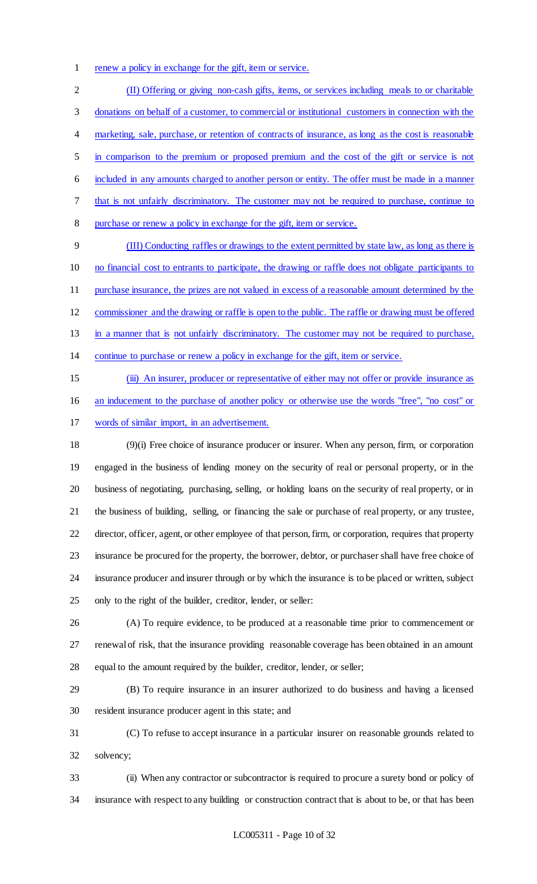renew a policy in exchange for the gift, item or service.

(II) Offering or giving non-cash gifts, items, or services including meals to or charitable donations on behalf of a customer, to commercial or institutional customers in connection with the marketing, sale, purchase, or retention of contracts of insurance, as long as the cost is reasonable in comparison to the premium or proposed premium and the cost of the gift or service is not included in any amounts charged to another person or entity. The offer must be made in a manner that is not unfairly discriminatory. The customer may not be required to purchase, continue to purchase or renew a policy in exchange for the gift, item or service.

(III) Conducting raffles or drawings to the extent permitted by state law, as long as there is no financial cost to entrants to participate, the drawing or raffle does not obligate participants to purchase insurance, the prizes are not valued in excess of a reasonable amount determined by the commissioner and the drawing or raffle is open to the public. The raffle or drawing must be offered in a manner that is not unfairly discriminatory. The customer may not be required to purchase, continue to purchase or renew a policy in exchange for the gift, item or service.

(iii) An insurer, producer or representative of either may not offer or provide insurance as an inducement to the purchase of another policy or otherwise use the words "free", "no cost" or words of similar import, in an advertisement.

(9)(i) Free choice of insurance producer or insurer. When any person, firm, or corporation engaged in the business of lending money on the security of real or personal property, or in the business of negotiating, purchasing, selling, or holding loans on the security of real property, or in the business of building, selling, or financing the sale or purchase of real property, or any trustee, director, officer, agent, or other employee of that person, firm, or corporation, requires that property insurance be procured for the property, the borrower, debtor, or purchaser shall have free choice of insurance producer and insurer through or by which the insurance is to be placed or written, subject only to the right of the builder, creditor, lender, or seller:

(A) To require evidence, to be produced at a reasonable time prior to commencement or renewal of risk, that the insurance providing reasonable coverage has been obtained in an amount equal to the amount required by the builder, creditor, lender, or seller;

(B) To require insurance in an insurer authorized to do business and having a licensed resident insurance producer agent in this state; and

(C) To refuse to accept insurance in a particular insurer on reasonable grounds related to solvency;

(ii) When any contractor or subcontractor is required to procure a surety bond or policy of insurance with respect to any building or construction contract that is about to be, or that has been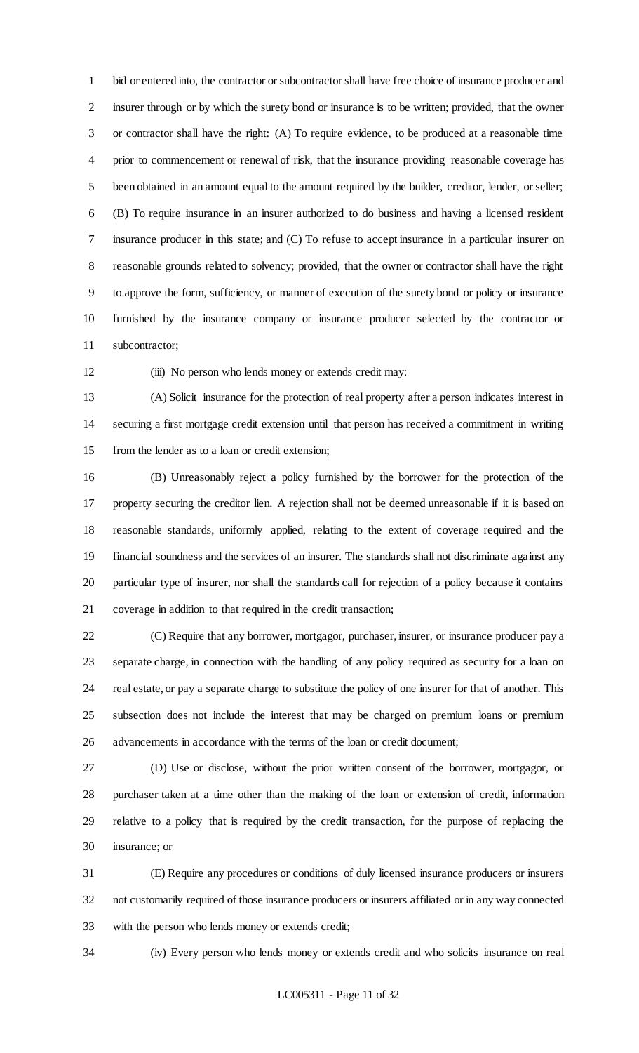bid or entered into, the contractor or subcontractor shall have free choice of insurance producer and insurer through or by which the surety bond or insurance is to be written; provided, that the owner or contractor shall have the right: (A) To require evidence, to be produced at a reasonable time prior to commencement or renewal of risk, that the insurance providing reasonable coverage has been obtained in an amount equal to the amount required by the builder, creditor, lender, or seller; (B) To require insurance in an insurer authorized to do business and having a licensed resident insurance producer in this state; and (C) To refuse to accept insurance in a particular insurer on reasonable grounds related to solvency; provided, that the owner or contractor shall have the right to approve the form, sufficiency, or manner of execution of the surety bond or policy or insurance furnished by the insurance company or insurance producer selected by the contractor or subcontractor;

(iii) No person who lends money or extends credit may:

(A) Solicit insurance for the protection of real property after a person indicates interest in securing a first mortgage credit extension until that person has received a commitment in writing from the lender as to a loan or credit extension;

(B) Unreasonably reject a policy furnished by the borrower for the protection of the property securing the creditor lien. A rejection shall not be deemed unreasonable if it is based on reasonable standards, uniformly applied, relating to the extent of coverage required and the financial soundness and the services of an insurer. The standards shall not discriminate against any particular type of insurer, nor shall the standards call for rejection of a policy because it contains coverage in addition to that required in the credit transaction;

(C) Require that any borrower, mortgagor, purchaser, insurer, or insurance producer pay a separate charge, in connection with the handling of any policy required as security for a loan on real estate, or pay a separate charge to substitute the policy of one insurer for that of another. This subsection does not include the interest that may be charged on premium loans or premium advancements in accordance with the terms of the loan or credit document;

(D) Use or disclose, without the prior written consent of the borrower, mortgagor, or purchaser taken at a time other than the making of the loan or extension of credit, information relative to a policy that is required by the credit transaction, for the purpose of replacing the insurance; or

(E) Require any procedures or conditions of duly licensed insurance producers or insurers not customarily required of those insurance producers or insurers affiliated or in any way connected with the person who lends money or extends credit;

(iv) Every person who lends money or extends credit and who solicits insurance on real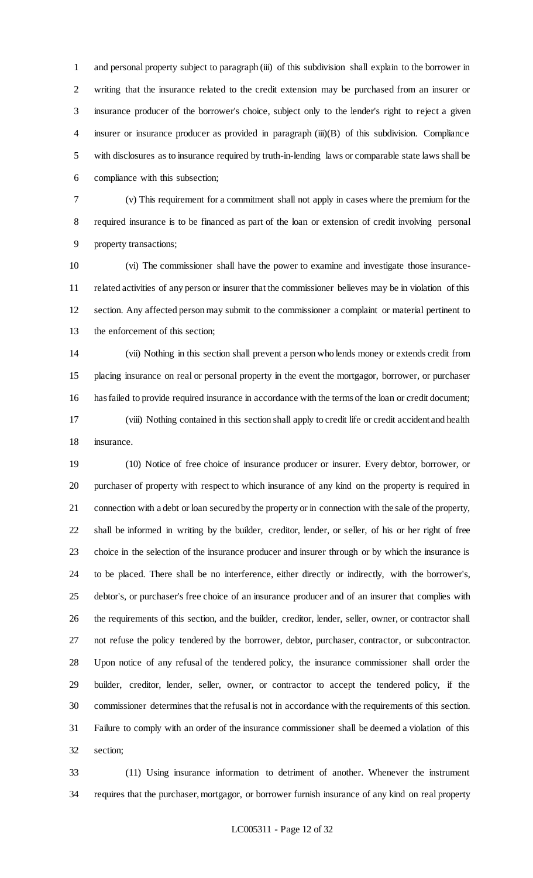and personal property subject to paragraph (iii) of this subdivision shall explain to the borrower in writing that the insurance related to the credit extension may be purchased from an insurer or insurance producer of the borrower's choice, subject only to the lender's right to reject a given insurer or insurance producer as provided in paragraph (iii)(B) of this subdivision. Compliance with disclosures as to insurance required by truth-in-lending laws or comparable state laws shall be compliance with this subsection;

(v) This requirement for a commitment shall not apply in cases where the premium for the required insurance is to be financed as part of the loan or extension of credit involving personal property transactions;

(vi) The commissioner shall have the power to examine and investigate those insurance-related activities of any person or insurer that the commissioner believes may be in violation of this section. Any affected person may submit to the commissioner a complaint or material pertinent to the enforcement of this section;

(vii) Nothing in this section shall prevent a person who lends money or extends credit from placing insurance on real or personal property in the event the mortgagor, borrower, or purchaser has failed to provide required insurance in accordance with the terms of the loan or credit document;

(viii) Nothing contained in this section shall apply to credit life or credit accident and health insurance.

(10) Notice of free choice of insurance producer or insurer. Every debtor, borrower, or purchaser of property with respect to which insurance of any kind on the property is required in connection with a debt or loan secured by the property or in connection with the sale of the property, shall be informed in writing by the builder, creditor, lender, or seller, of his or her right of free choice in the selection of the insurance producer and insurer through or by which the insurance is to be placed. There shall be no interference, either directly or indirectly, with the borrower's, debtor's, or purchaser's free choice of an insurance producer and of an insurer that complies with the requirements of this section, and the builder, creditor, lender, seller, owner, or contractor shall not refuse the policy tendered by the borrower, debtor, purchaser, contractor, or subcontractor. Upon notice of any refusal of the tendered policy, the insurance commissioner shall order the builder, creditor, lender, seller, owner, or contractor to accept the tendered policy, if the commissioner determines that the refusal is not in accordance with the requirements of this section. Failure to comply with an order of the insurance commissioner shall be deemed a violation of this section;

(11) Using insurance information to detriment of another. Whenever the instrument requires that the purchaser, mortgagor, or borrower furnish insurance of any kind on real property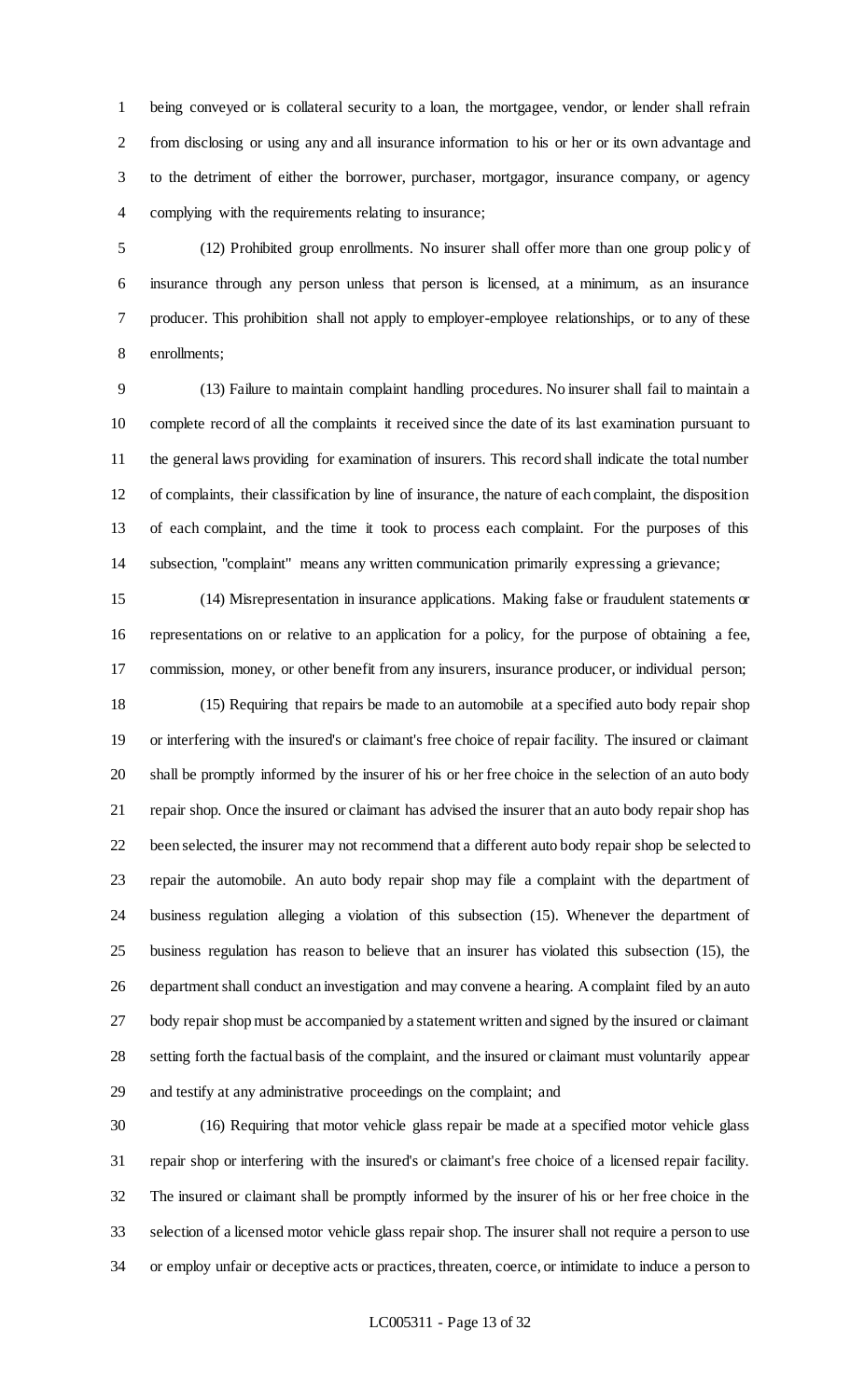being conveyed or is collateral security to a loan, the mortgagee, vendor, or lender shall refrain from disclosing or using any and all insurance information to his or her or its own advantage and to the detriment of either the borrower, purchaser, mortgagor, insurance company, or agency complying with the requirements relating to insurance;

(12) Prohibited group enrollments. No insurer shall offer more than one group policy of insurance through any person unless that person is licensed, at a minimum, as an insurance producer. This prohibition shall not apply to employer-employee relationships, or to any of these enrollments;

(13) Failure to maintain complaint handling procedures. No insurer shall fail to maintain a complete record of all the complaints it received since the date of its last examination pursuant to the general laws providing for examination of insurers. This record shall indicate the total number of complaints, their classification by line of insurance, the nature of each complaint, the disposition of each complaint, and the time it took to process each complaint. For the purposes of this subsection, "complaint" means any written communication primarily expressing a grievance;

(14) Misrepresentation in insurance applications. Making false or fraudulent statements or representations on or relative to an application for a policy, for the purpose of obtaining a fee, commission, money, or other benefit from any insurers, insurance producer, or individual person;

(15) Requiring that repairs be made to an automobile at a specified auto body repair shop or interfering with the insured's or claimant's free choice of repair facility. The insured or claimant shall be promptly informed by the insurer of his or her free choice in the selection of an auto body repair shop. Once the insured or claimant has advised the insurer that an auto body repair shop has been selected, the insurer may not recommend that a different auto body repair shop be selected to repair the automobile. An auto body repair shop may file a complaint with the department of business regulation alleging a violation of this subsection (15). Whenever the department of business regulation has reason to believe that an insurer has violated this subsection (15), the department shall conduct an investigation and may convene a hearing. A complaint filed by an auto body repair shop must be accompanied by a statement written and signed by the insured or claimant setting forth the factual basis of the complaint, and the insured or claimant must voluntarily appear and testify at any administrative proceedings on the complaint; and

(16) Requiring that motor vehicle glass repair be made at a specified motor vehicle glass repair shop or interfering with the insured's or claimant's free choice of a licensed repair facility. The insured or claimant shall be promptly informed by the insurer of his or her free choice in the selection of a licensed motor vehicle glass repair shop. The insurer shall not require a person to use or employ unfair or deceptive acts or practices, threaten, coerce, or intimidate to induce a person to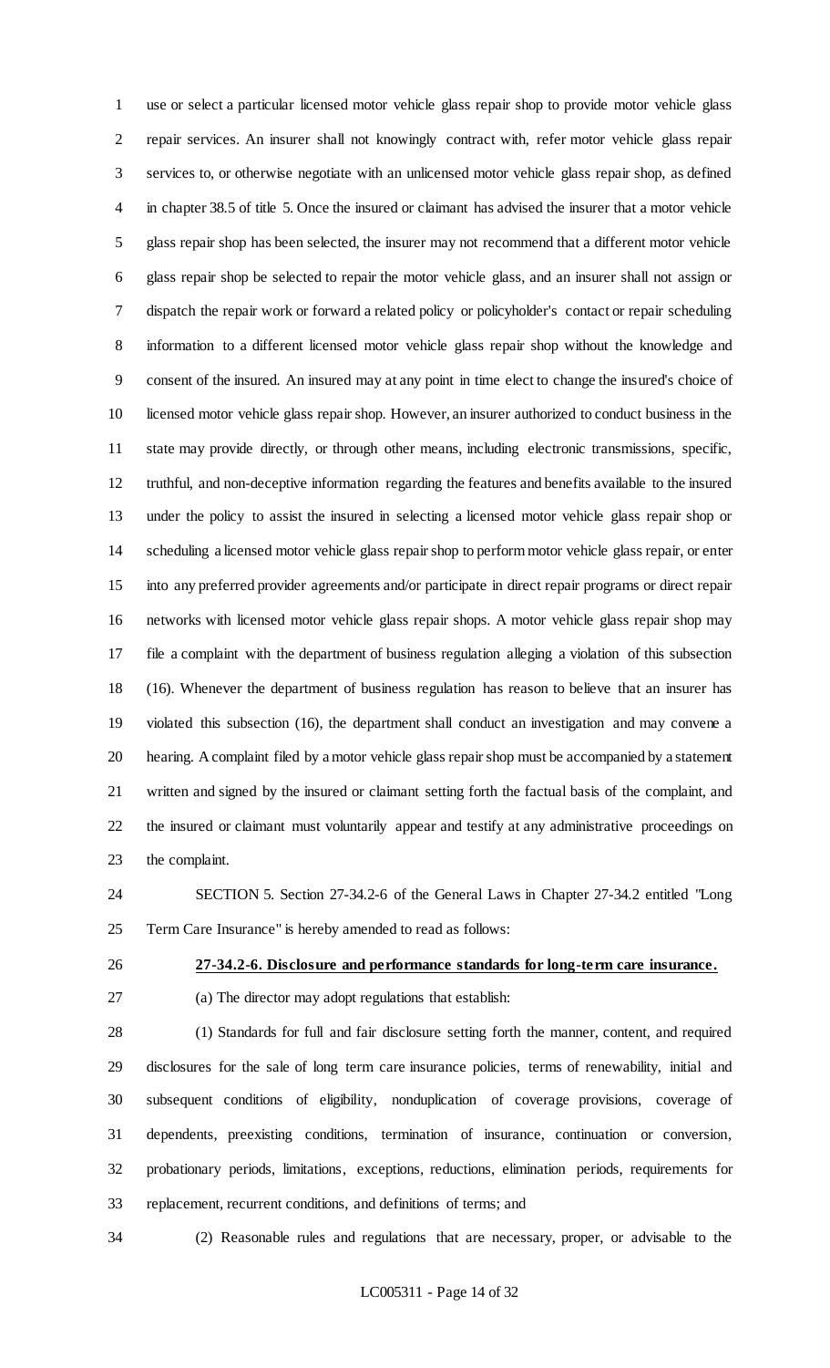use or select a particular licensed motor vehicle glass repair shop to provide motor vehicle glass repair services. An insurer shall not knowingly contract with, refer motor vehicle glass repair services to, or otherwise negotiate with an unlicensed motor vehicle glass repair shop, as defined in chapter 38.5 of title 5. Once the insured or claimant has advised the insurer that a motor vehicle glass repair shop has been selected, the insurer may not recommend that a different motor vehicle glass repair shop be selected to repair the motor vehicle glass, and an insurer shall not assign or dispatch the repair work or forward a related policy or policyholder's contact or repair scheduling information to a different licensed motor vehicle glass repair shop without the knowledge and consent of the insured. An insured may at any point in time elect to change the insured's choice of licensed motor vehicle glass repair shop. However, an insurer authorized to conduct business in the state may provide directly, or through other means, including electronic transmissions, specific, truthful, and non-deceptive information regarding the features and benefits available to the insured under the policy to assist the insured in selecting a licensed motor vehicle glass repair shop or scheduling a licensed motor vehicle glass repair shop to perform motor vehicle glass repair, or enter into any preferred provider agreements and/or participate in direct repair programs or direct repair networks with licensed motor vehicle glass repair shops. A motor vehicle glass repair shop may file a complaint with the department of business regulation alleging a violation of this subsection (16). Whenever the department of business regulation has reason to believe that an insurer has violated this subsection (16), the department shall conduct an investigation and may convene a hearing. A complaint filed by a motor vehicle glass repair shop must be accompanied by a statement written and signed by the insured or claimant setting forth the factual basis of the complaint, and the insured or claimant must voluntarily appear and testify at any administrative proceedings on the complaint.

SECTION 5. Section 27-34.2-6 of the General Laws in Chapter 27-34.2 entitled "Long Term Care Insurance" is hereby amended to read as follows:

**27-34.2-6. Disclosure and performance standards for long-term care insurance.**

(a) The director may adopt regulations that establish:

(1) Standards for full and fair disclosure setting forth the manner, content, and required disclosures for the sale of long term care insurance policies, terms of renewability, initial and subsequent conditions of eligibility, nonduplication of coverage provisions, coverage of dependents, preexisting conditions, termination of insurance, continuation or conversion, probationary periods, limitations, exceptions, reductions, elimination periods, requirements for replacement, recurrent conditions, and definitions of terms; and

(2) Reasonable rules and regulations that are necessary, proper, or advisable to the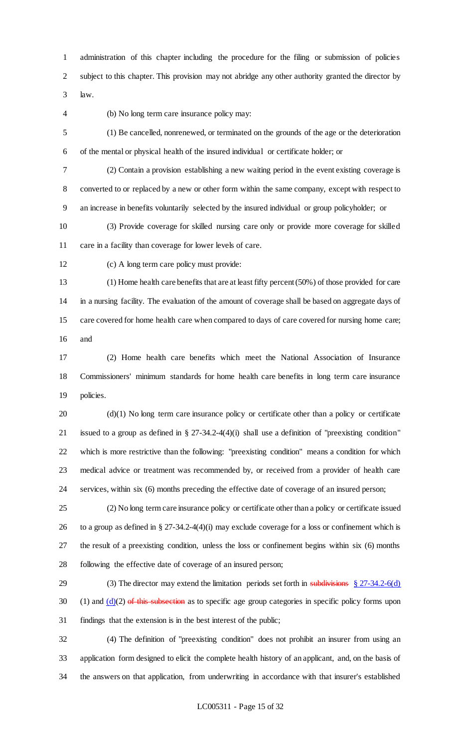administration of this chapter including the procedure for the filing or submission of policies subject to this chapter. This provision may not abridge any other authority granted the director by law.

(b) No long term care insurance policy may:

(1) Be cancelled, nonrenewed, or terminated on the grounds of the age or the deterioration of the mental or physical health of the insured individual or certificate holder; or

(2) Contain a provision establishing a new waiting period in the event existing coverage is converted to or replaced by a new or other form within the same company, except with respect to an increase in benefits voluntarily selected by the insured individual or group policyholder; or

(3) Provide coverage for skilled nursing care only or provide more coverage for skilled care in a facility than coverage for lower levels of care.

(c) A long term care policy must provide:

(1) Home health care benefits that are at least fifty percent (50%) of those provided for care in a nursing facility. The evaluation of the amount of coverage shall be based on aggregate days of care covered for home health care when compared to days of care covered for nursing home care; and

(2) Home health care benefits which meet the National Association of Insurance Commissioners' minimum standards for home health care benefits in long term care insurance policies.

(d)(1) No long term care insurance policy or certificate other than a policy or certificate issued to a group as defined in § 27-34.2-4(4)(i) shall use a definition of "preexisting condition" which is more restrictive than the following: "preexisting condition" means a condition for which medical advice or treatment was recommended by, or received from a provider of health care services, within six (6) months preceding the effective date of coverage of an insured person;

(2) No long term care insurance policy or certificate other than a policy or certificate issued to a group as defined in § 27-34.2-4(4)(i) may exclude coverage for a loss or confinement which is the result of a preexisting condition, unless the loss or confinement begins within six (6) months following the effective date of coverage of an insured person;

(3) The director may extend the limitation periods set forth in ~~subdivisions~~ § 27-34.2-6(d)(1) and (d)(2) ~~of this subsection~~ as to specific age group categories in specific policy forms upon findings that the extension is in the best interest of the public;

(4) The definition of "preexisting condition" does not prohibit an insurer from using an application form designed to elicit the complete health history of an applicant, and, on the basis of the answers on that application, from underwriting in accordance with that insurer's established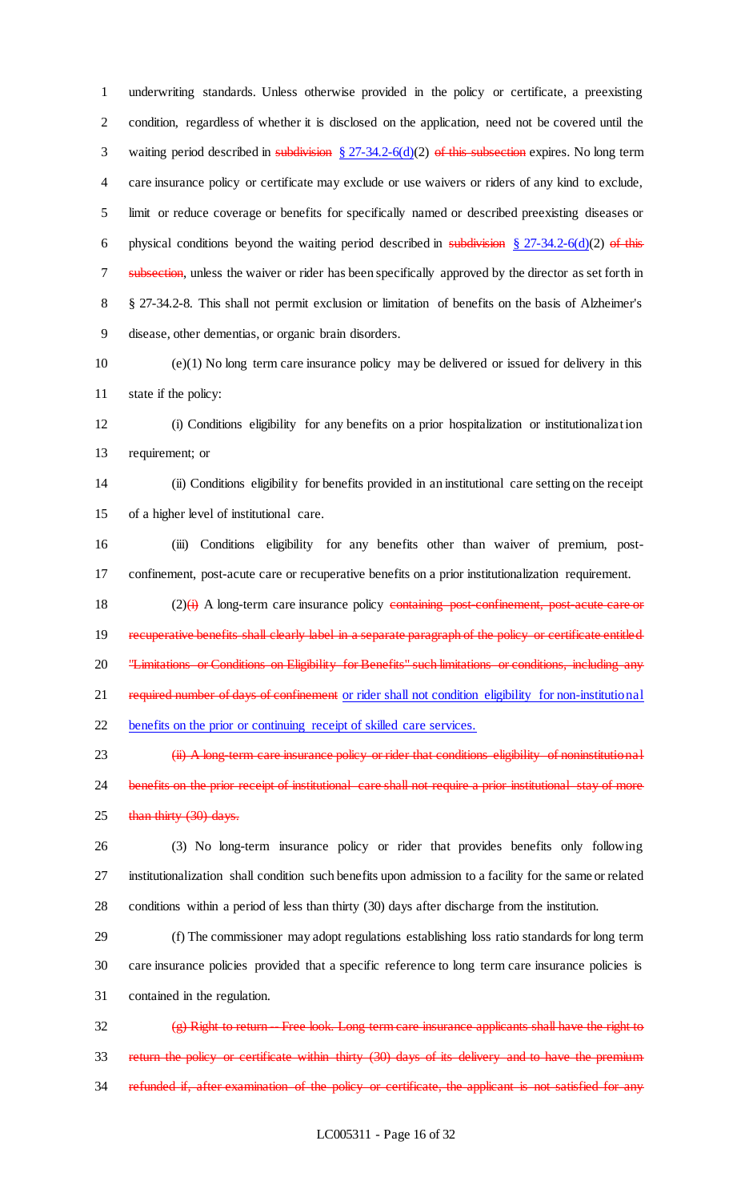underwriting standards. Unless otherwise provided in the policy or certificate, a preexisting condition, regardless of whether it is disclosed on the application, need not be covered until the waiting period described in ~~subdivision~~ § 27-34.2-6(d)(2) ~~of this subsection~~ expires. No long term care insurance policy or certificate may exclude or use waivers or riders of any kind to exclude, limit or reduce coverage or benefits for specifically named or described preexisting diseases or physical conditions beyond the waiting period described in ~~subdivision~~ § 27-34.2-6(d)(2) ~~of this subsection~~, unless the waiver or rider has been specifically approved by the director as set forth in § 27-34.2-8. This shall not permit exclusion or limitation of benefits on the basis of Alzheimer's disease, other dementias, or organic brain disorders.

(e)(1) No long term care insurance policy may be delivered or issued for delivery in this state if the policy:

(i) Conditions eligibility for any benefits on a prior hospitalization or institutionalization requirement; or

(ii) Conditions eligibility for benefits provided in an institutional care setting on the receipt of a higher level of institutional care.

(iii) Conditions eligibility for any benefits other than waiver of premium, post-confinement, post-acute care or recuperative benefits on a prior institutionalization requirement.

(2)~~(i)~~ A long-term care insurance policy ~~containing post-confinement, post-acute care or recuperative benefits shall clearly label in a separate paragraph of the policy or certificate entitled "Limitations or Conditions on Eligibility for Benefits" such limitations or conditions, including any required number of days of confinement~~ or rider shall not condition eligibility for non-institutional benefits on the prior or continuing receipt of skilled care services.

~~(ii) A long-term care insurance policy or rider that conditions eligibility of noninstitutional benefits on the prior receipt of institutional care shall not require a prior institutional stay of more than thirty (30) days.~~

(3) No long-term insurance policy or rider that provides benefits only following institutionalization shall condition such benefits upon admission to a facility for the same or related conditions within a period of less than thirty (30) days after discharge from the institution.

(f) The commissioner may adopt regulations establishing loss ratio standards for long term care insurance policies provided that a specific reference to long term care insurance policies is contained in the regulation.

~~(g) Right to return -- Free look. Long term care insurance applicants shall have the right to return the policy or certificate within thirty (30) days of its delivery and to have the premium refunded if, after examination of the policy or certificate, the applicant is not satisfied for any~~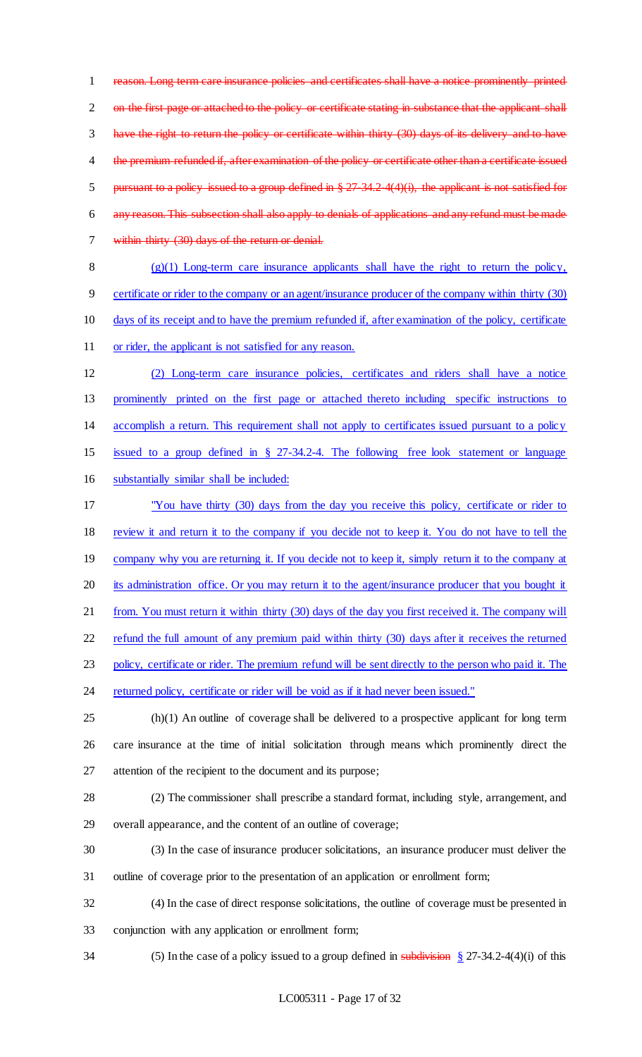~~reason. Long term care insurance policies and certificates shall have a notice prominently printed on the first page or attached to the policy or certificate stating in substance that the applicant shall have the right to return the policy or certificate within thirty (30) days of its delivery and to have the premium refunded if, after examination of the policy or certificate other than a certificate issued pursuant to a policy issued to a group defined in § 27-34.2-4(4)(i), the applicant is not satisfied for any reason. This subsection shall also apply to denials of applications and any refund must be made within thirty (30) days of the return or denial.~~

<u>(g)(1) Long-term care insurance applicants shall have the right to return the policy, certificate or rider to the company or an agent/insurance producer of the company within thirty (30) days of its receipt and to have the premium refunded if, after examination of the policy, certificate or rider, the applicant is not satisfied for any reason.</u>

<u>(2) Long-term care insurance policies, certificates and riders shall have a notice prominently printed on the first page or attached thereto including specific instructions to accomplish a return. This requirement shall not apply to certificates issued pursuant to a policy issued to a group defined in § 27-34.2-4. The following free look statement or language substantially similar shall be included:</u>

<u>"You have thirty (30) days from the day you receive this policy, certificate or rider to review it and return it to the company if you decide not to keep it. You do not have to tell the company why you are returning it. If you decide not to keep it, simply return it to the company at its administration office. Or you may return it to the agent/insurance producer that you bought it from. You must return it within thirty (30) days of the day you first received it. The company will refund the full amount of any premium paid within thirty (30) days after it receives the returned policy, certificate or rider. The premium refund will be sent directly to the person who paid it. The returned policy, certificate or rider will be void as if it had never been issued."</u>

(h)(1) An outline of coverage shall be delivered to a prospective applicant for long term care insurance at the time of initial solicitation through means which prominently direct the attention of the recipient to the document and its purpose;

(2) The commissioner shall prescribe a standard format, including style, arrangement, and overall appearance, and the content of an outline of coverage;

(3) In the case of insurance producer solicitations, an insurance producer must deliver the outline of coverage prior to the presentation of an application or enrollment form;

(4) In the case of direct response solicitations, the outline of coverage must be presented in conjunction with any application or enrollment form;

(5) In the case of a policy issued to a group defined in ~~subdivision~~ <u>§</u> 27-34.2-4(4)(i) of this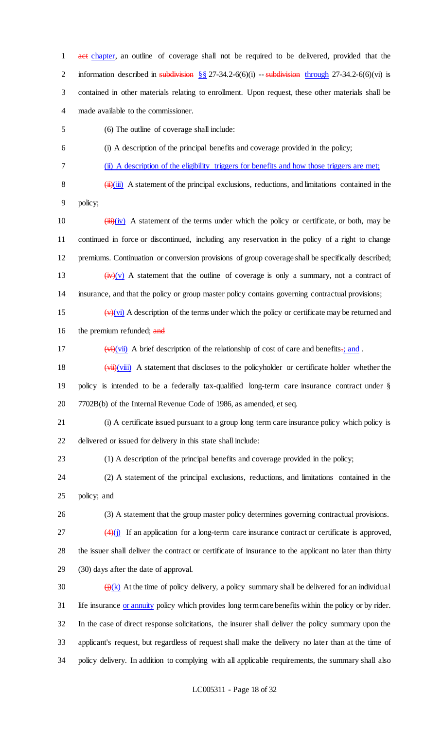act chapter, an outline of coverage shall not be required to be delivered, provided that the information described in subdivision §§ 27-34.2-6(6)(i) -- subdivision through 27-34.2-6(6)(vi) is contained in other materials relating to enrollment. Upon request, these other materials shall be made available to the commissioner.

(6) The outline of coverage shall include:

(i) A description of the principal benefits and coverage provided in the policy;

(ii) A description of the eligibility triggers for benefits and how those triggers are met;

(ii)(iii) A statement of the principal exclusions, reductions, and limitations contained in the policy;

(iii)(iv) A statement of the terms under which the policy or certificate, or both, may be continued in force or discontinued, including any reservation in the policy of a right to change premiums. Continuation or conversion provisions of group coverage shall be specifically described;

(iv)(v) A statement that the outline of coverage is only a summary, not a contract of insurance, and that the policy or group master policy contains governing contractual provisions;

(v)(vi) A description of the terms under which the policy or certificate may be returned and the premium refunded; and

(vi)(vii) A brief description of the relationship of cost of care and benefits.; and .

(vii)(viii) A statement that discloses to the policyholder or certificate holder whether the policy is intended to be a federally tax-qualified long-term care insurance contract under § 7702B(b) of the Internal Revenue Code of 1986, as amended, et seq.

(i) A certificate issued pursuant to a group long term care insurance policy which policy is delivered or issued for delivery in this state shall include:

(1) A description of the principal benefits and coverage provided in the policy;

(2) A statement of the principal exclusions, reductions, and limitations contained in the policy; and

(3) A statement that the group master policy determines governing contractual provisions.

(4)(j) If an application for a long-term care insurance contract or certificate is approved, the issuer shall deliver the contract or certificate of insurance to the applicant no later than thirty (30) days after the date of approval.

(j)(k) At the time of policy delivery, a policy summary shall be delivered for an individual life insurance or annuity policy which provides long term care benefits within the policy or by rider. In the case of direct response solicitations, the insurer shall deliver the policy summary upon the applicant's request, but regardless of request shall make the delivery no later than at the time of policy delivery. In addition to complying with all applicable requirements, the summary shall also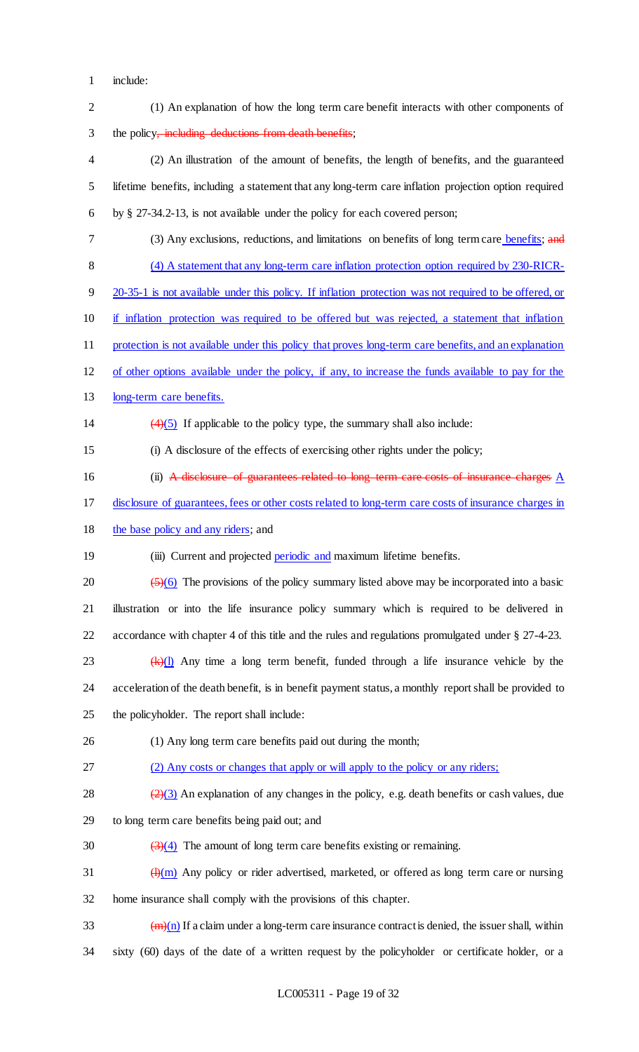include:

(1) An explanation of how the long term care benefit interacts with other components of the policy~~, including deductions from death benefits~~;

(2) An illustration of the amount of benefits, the length of benefits, and the guaranteed lifetime benefits, including a statement that any long-term care inflation projection option required by § 27-34.2-13, is not available under the policy for each covered person;

(3) Any exclusions, reductions, and limitations on benefits of long term care benefits; ~~and~~

(4) A statement that any long-term care inflation protection option required by 230-RICR-20-35-1 is not available under this policy. If inflation protection was not required to be offered, or if inflation protection was required to be offered but was rejected, a statement that inflation protection is not available under this policy that proves long-term care benefits, and an explanation of other options available under the policy, if any, to increase the funds available to pay for the long-term care benefits.

~~(4)~~(5) If applicable to the policy type, the summary shall also include:

(i) A disclosure of the effects of exercising other rights under the policy;

(ii) ~~A disclosure of guarantees related to long term care costs of insurance charges~~ A disclosure of guarantees, fees or other costs related to long-term care costs of insurance charges in the base policy and any riders; and

(iii) Current and projected periodic and maximum lifetime benefits.

~~(5)~~(6) The provisions of the policy summary listed above may be incorporated into a basic illustration or into the life insurance policy summary which is required to be delivered in accordance with chapter 4 of this title and the rules and regulations promulgated under § 27-4-23.

~~(k)~~(l) Any time a long term benefit, funded through a life insurance vehicle by the acceleration of the death benefit, is in benefit payment status, a monthly report shall be provided to the policyholder. The report shall include:

(1) Any long term care benefits paid out during the month;

(2) Any costs or changes that apply or will apply to the policy or any riders;

~~(2)~~(3) An explanation of any changes in the policy, e.g. death benefits or cash values, due to long term care benefits being paid out; and

~~(3)~~(4) The amount of long term care benefits existing or remaining.

~~(l)~~(m) Any policy or rider advertised, marketed, or offered as long term care or nursing home insurance shall comply with the provisions of this chapter.

~~(m)~~(n) If a claim under a long-term care insurance contract is denied, the issuer shall, within sixty (60) days of the date of a written request by the policyholder or certificate holder, or a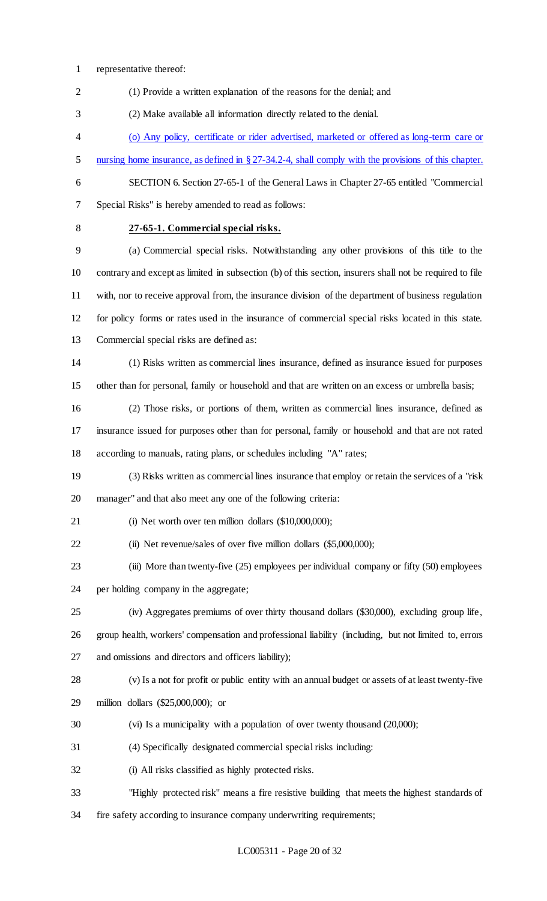representative thereof:

(1) Provide a written explanation of the reasons for the denial; and

(2) Make available all information directly related to the denial.

<u>(o) Any policy, certificate or rider advertised, marketed or offered as long-term care or nursing home insurance, as defined in § 27-34.2-4, shall comply with the provisions of this chapter.</u>

SECTION 6. Section 27-65-1 of the General Laws in Chapter 27-65 entitled "Commercial Special Risks" is hereby amended to read as follows:

**27-65-1. Commercial special risks.**

(a) Commercial special risks. Notwithstanding any other provisions of this title to the contrary and except as limited in subsection (b) of this section, insurers shall not be required to file with, nor to receive approval from, the insurance division of the department of business regulation for policy forms or rates used in the insurance of commercial special risks located in this state. Commercial special risks are defined as:

(1) Risks written as commercial lines insurance, defined as insurance issued for purposes other than for personal, family or household and that are written on an excess or umbrella basis;

(2) Those risks, or portions of them, written as commercial lines insurance, defined as insurance issued for purposes other than for personal, family or household and that are not rated according to manuals, rating plans, or schedules including "A" rates;

(3) Risks written as commercial lines insurance that employ or retain the services of a "risk manager" and that also meet any one of the following criteria:

(i) Net worth over ten million dollars ($10,000,000);

(ii) Net revenue/sales of over five million dollars ($5,000,000);

(iii) More than twenty-five (25) employees per individual company or fifty (50) employees per holding company in the aggregate;

(iv) Aggregates premiums of over thirty thousand dollars ($30,000), excluding group life, group health, workers' compensation and professional liability (including, but not limited to, errors and omissions and directors and officers liability);

(v) Is a not for profit or public entity with an annual budget or assets of at least twenty-five million dollars ($25,000,000); or

(vi) Is a municipality with a population of over twenty thousand (20,000);

(4) Specifically designated commercial special risks including:

(i) All risks classified as highly protected risks.

"Highly protected risk" means a fire resistive building that meets the highest standards of fire safety according to insurance company underwriting requirements;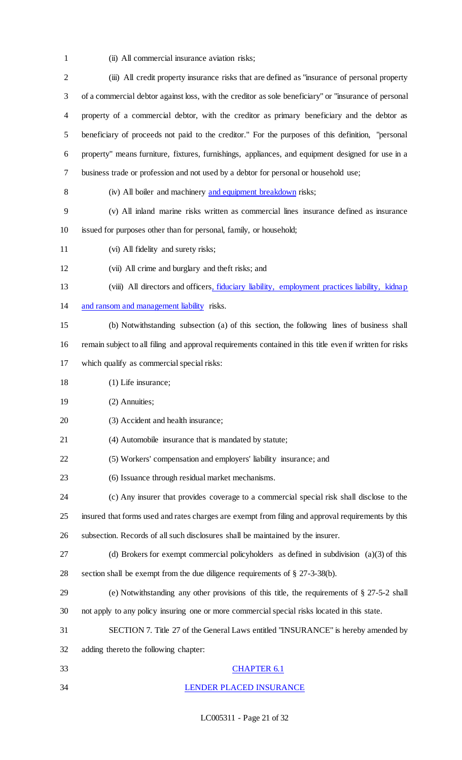(ii) All commercial insurance aviation risks;

(iii) All credit property insurance risks that are defined as "insurance of personal property of a commercial debtor against loss, with the creditor as sole beneficiary" or "insurance of personal property of a commercial debtor, with the creditor as primary beneficiary and the debtor as beneficiary of proceeds not paid to the creditor." For the purposes of this definition, "personal property" means furniture, fixtures, furnishings, appliances, and equipment designed for use in a business trade or profession and not used by a debtor for personal or household use;

(iv) All boiler and machinery and equipment breakdown risks;

(v) All inland marine risks written as commercial lines insurance defined as insurance issued for purposes other than for personal, family, or household;

(vi) All fidelity and surety risks;

(vii) All crime and burglary and theft risks; and

(viii) All directors and officers, fiduciary liability, employment practices liability, kidnap and ransom and management liability risks.

(b) Notwithstanding subsection (a) of this section, the following lines of business shall remain subject to all filing and approval requirements contained in this title even if written for risks which qualify as commercial special risks:

(1) Life insurance;

(2) Annuities;

(3) Accident and health insurance;

(4) Automobile insurance that is mandated by statute;

(5) Workers' compensation and employers' liability insurance; and

(6) Issuance through residual market mechanisms.

(c) Any insurer that provides coverage to a commercial special risk shall disclose to the insured that forms used and rates charges are exempt from filing and approval requirements by this subsection. Records of all such disclosures shall be maintained by the insurer.

(d) Brokers for exempt commercial policyholders as defined in subdivision (a)(3) of this section shall be exempt from the due diligence requirements of § 27-3-38(b).

(e) Notwithstanding any other provisions of this title, the requirements of § 27-5-2 shall not apply to any policy insuring one or more commercial special risks located in this state.

SECTION 7. Title 27 of the General Laws entitled "INSURANCE" is hereby amended by adding thereto the following chapter:

CHAPTER 6.1

LENDER PLACED INSURANCE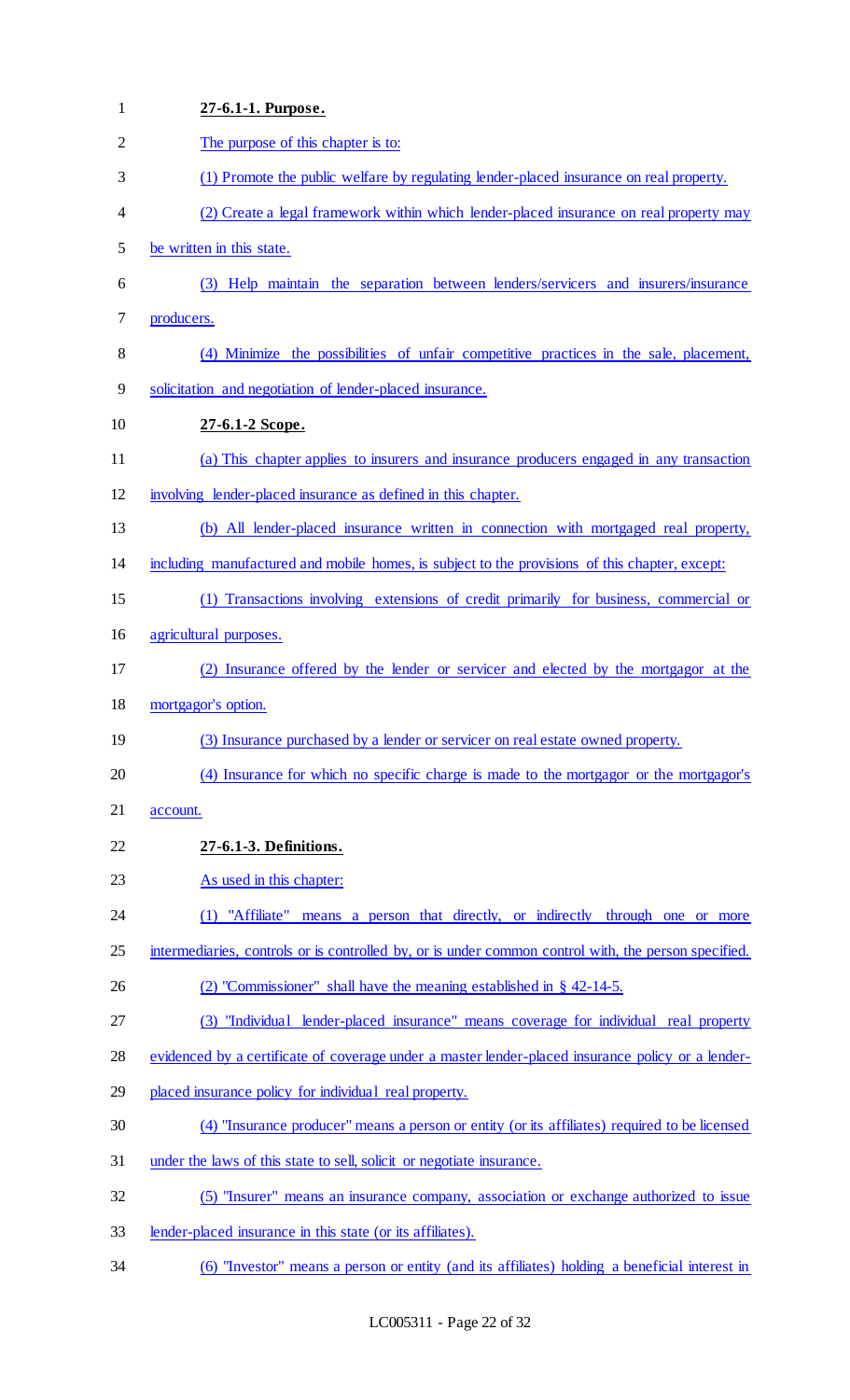**27-6.1-1. Purpose.**

The purpose of this chapter is to:

(1) Promote the public welfare by regulating lender-placed insurance on real property.

(2) Create a legal framework within which lender-placed insurance on real property may be written in this state.

(3) Help maintain the separation between lenders/servicers and insurers/insurance producers.

(4) Minimize the possibilities of unfair competitive practices in the sale, placement, solicitation and negotiation of lender-placed insurance.

**27-6.1-2 Scope.**

(a) This chapter applies to insurers and insurance producers engaged in any transaction involving lender-placed insurance as defined in this chapter.

(b) All lender-placed insurance written in connection with mortgaged real property, including manufactured and mobile homes, is subject to the provisions of this chapter, except:

(1) Transactions involving extensions of credit primarily for business, commercial or agricultural purposes.

(2) Insurance offered by the lender or servicer and elected by the mortgagor at the mortgagor's option.

(3) Insurance purchased by a lender or servicer on real estate owned property.

(4) Insurance for which no specific charge is made to the mortgagor or the mortgagor's account.

**27-6.1-3. Definitions.**

As used in this chapter:

(1) "Affiliate" means a person that directly, or indirectly through one or more intermediaries, controls or is controlled by, or is under common control with, the person specified.

(2) "Commissioner" shall have the meaning established in § 42-14-5.

(3) "Individual lender-placed insurance" means coverage for individual real property evidenced by a certificate of coverage under a master lender-placed insurance policy or a lender-placed insurance policy for individual real property.

(4) "Insurance producer" means a person or entity (or its affiliates) required to be licensed under the laws of this state to sell, solicit or negotiate insurance.

(5) "Insurer" means an insurance company, association or exchange authorized to issue lender-placed insurance in this state (or its affiliates).

(6) "Investor" means a person or entity (and its affiliates) holding a beneficial interest in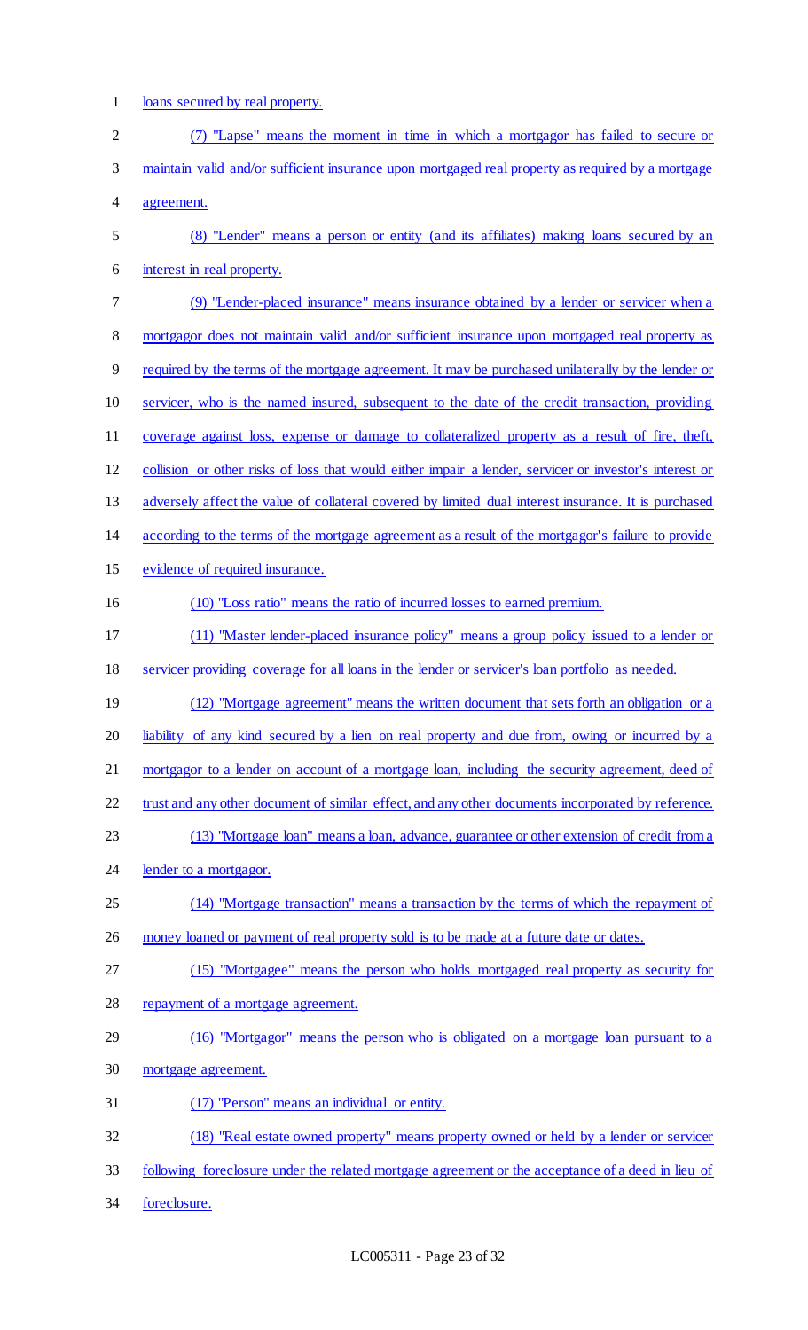loans secured by real property.

(7) "Lapse" means the moment in time in which a mortgagor has failed to secure or maintain valid and/or sufficient insurance upon mortgaged real property as required by a mortgage agreement.

(8) "Lender" means a person or entity (and its affiliates) making loans secured by an interest in real property.

(9) "Lender-placed insurance" means insurance obtained by a lender or servicer when a mortgagor does not maintain valid and/or sufficient insurance upon mortgaged real property as required by the terms of the mortgage agreement. It may be purchased unilaterally by the lender or servicer, who is the named insured, subsequent to the date of the credit transaction, providing coverage against loss, expense or damage to collateralized property as a result of fire, theft, collision or other risks of loss that would either impair a lender, servicer or investor's interest or adversely affect the value of collateral covered by limited dual interest insurance. It is purchased according to the terms of the mortgage agreement as a result of the mortgagor's failure to provide evidence of required insurance.

(10) "Loss ratio" means the ratio of incurred losses to earned premium.

(11) "Master lender-placed insurance policy" means a group policy issued to a lender or servicer providing coverage for all loans in the lender or servicer's loan portfolio as needed.

(12) "Mortgage agreement" means the written document that sets forth an obligation or a liability of any kind secured by a lien on real property and due from, owing or incurred by a mortgagor to a lender on account of a mortgage loan, including the security agreement, deed of trust and any other document of similar effect, and any other documents incorporated by reference.

(13) "Mortgage loan" means a loan, advance, guarantee or other extension of credit from a lender to a mortgagor.

(14) "Mortgage transaction" means a transaction by the terms of which the repayment of money loaned or payment of real property sold is to be made at a future date or dates.

(15) "Mortgagee" means the person who holds mortgaged real property as security for repayment of a mortgage agreement.

(16) "Mortgagor" means the person who is obligated on a mortgage loan pursuant to a mortgage agreement.

(17) "Person" means an individual or entity.

(18) "Real estate owned property" means property owned or held by a lender or servicer following foreclosure under the related mortgage agreement or the acceptance of a deed in lieu of foreclosure.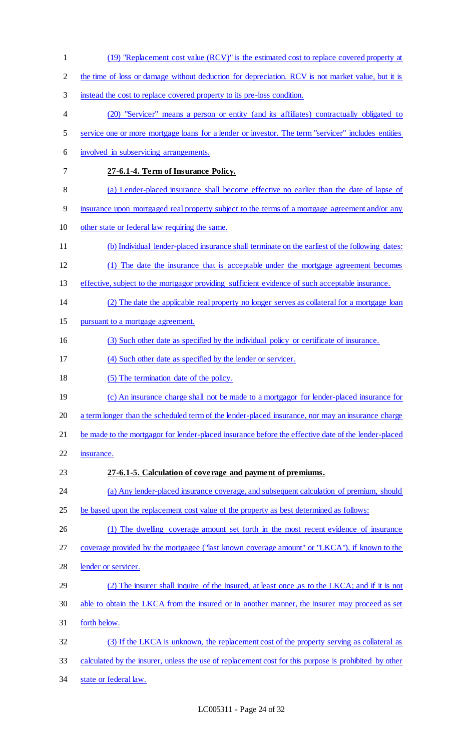(19) "Replacement cost value (RCV)" is the estimated cost to replace covered property at the time of loss or damage without deduction for depreciation. RCV is not market value, but it is instead the cost to replace covered property to its pre-loss condition.

(20) "Servicer" means a person or entity (and its affiliates) contractually obligated to service one or more mortgage loans for a lender or investor. The term "servicer" includes entities involved in subservicing arrangements.

**27-6.1-4. Term of Insurance Policy.**

(a) Lender-placed insurance shall become effective no earlier than the date of lapse of insurance upon mortgaged real property subject to the terms of a mortgage agreement and/or any other state or federal law requiring the same.

(b) Individual lender-placed insurance shall terminate on the earliest of the following dates:

(1) The date the insurance that is acceptable under the mortgage agreement becomes effective, subject to the mortgagor providing sufficient evidence of such acceptable insurance.

(2) The date the applicable real property no longer serves as collateral for a mortgage loan pursuant to a mortgage agreement.

(3) Such other date as specified by the individual policy or certificate of insurance.

(4) Such other date as specified by the lender or servicer.

(5) The termination date of the policy.

(c) An insurance charge shall not be made to a mortgagor for lender-placed insurance for a term longer than the scheduled term of the lender-placed insurance, nor may an insurance charge be made to the mortgagor for lender-placed insurance before the effective date of the lender-placed insurance.

**27-6.1-5. Calculation of coverage and payment of premiums.**

(a) Any lender-placed insurance coverage, and subsequent calculation of premium, should be based upon the replacement cost value of the property as best determined as follows:

(1) The dwelling coverage amount set forth in the most recent evidence of insurance coverage provided by the mortgagee ("last known coverage amount" or "LKCA"), if known to the lender or servicer.

(2) The insurer shall inquire of the insured, at least once ,as to the LKCA; and if it is not able to obtain the LKCA from the insured or in another manner, the insurer may proceed as set forth below.

(3) If the LKCA is unknown, the replacement cost of the property serving as collateral as calculated by the insurer, unless the use of replacement cost for this purpose is prohibited by other state or federal law.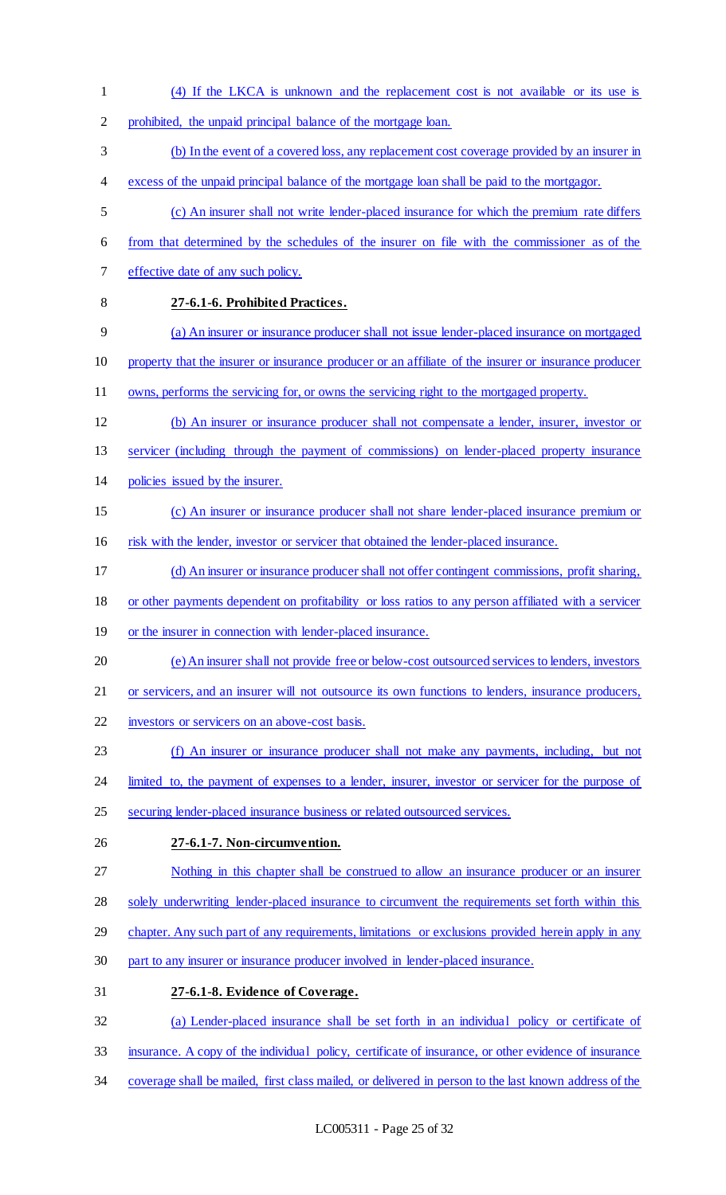(4) If the LKCA is unknown and the replacement cost is not available or its use is prohibited, the unpaid principal balance of the mortgage loan.

(b) In the event of a covered loss, any replacement cost coverage provided by an insurer in excess of the unpaid principal balance of the mortgage loan shall be paid to the mortgagor.

(c) An insurer shall not write lender-placed insurance for which the premium rate differs from that determined by the schedules of the insurer on file with the commissioner as of the effective date of any such policy.

**27-6.1-6. Prohibited Practices.**

(a) An insurer or insurance producer shall not issue lender-placed insurance on mortgaged property that the insurer or insurance producer or an affiliate of the insurer or insurance producer owns, performs the servicing for, or owns the servicing right to the mortgaged property.

(b) An insurer or insurance producer shall not compensate a lender, insurer, investor or servicer (including through the payment of commissions) on lender-placed property insurance policies issued by the insurer.

(c) An insurer or insurance producer shall not share lender-placed insurance premium or risk with the lender, investor or servicer that obtained the lender-placed insurance.

(d) An insurer or insurance producer shall not offer contingent commissions, profit sharing, or other payments dependent on profitability or loss ratios to any person affiliated with a servicer or the insurer in connection with lender-placed insurance.

(e) An insurer shall not provide free or below-cost outsourced services to lenders, investors or servicers, and an insurer will not outsource its own functions to lenders, insurance producers, investors or servicers on an above-cost basis.

(f) An insurer or insurance producer shall not make any payments, including, but not limited to, the payment of expenses to a lender, insurer, investor or servicer for the purpose of securing lender-placed insurance business or related outsourced services.

**27-6.1-7. Non-circumvention.**

Nothing in this chapter shall be construed to allow an insurance producer or an insurer solely underwriting lender-placed insurance to circumvent the requirements set forth within this chapter. Any such part of any requirements, limitations or exclusions provided herein apply in any part to any insurer or insurance producer involved in lender-placed insurance.

**27-6.1-8. Evidence of Coverage.**

(a) Lender-placed insurance shall be set forth in an individual policy or certificate of insurance. A copy of the individual policy, certificate of insurance, or other evidence of insurance coverage shall be mailed, first class mailed, or delivered in person to the last known address of the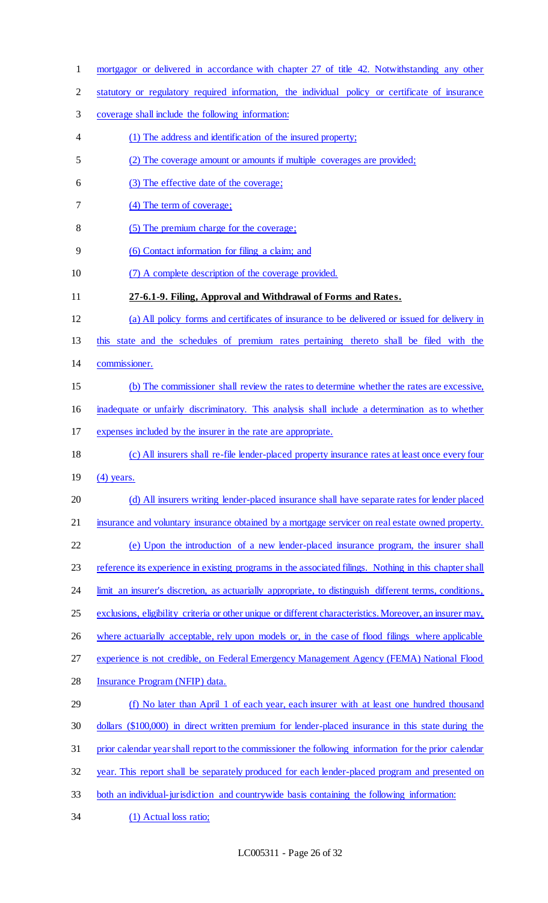mortgagor or delivered in accordance with chapter 27 of title 42. Notwithstanding any other statutory or regulatory required information, the individual policy or certificate of insurance coverage shall include the following information:

(1) The address and identification of the insured property;

(2) The coverage amount or amounts if multiple coverages are provided;

(3) The effective date of the coverage;

(4) The term of coverage;

(5) The premium charge for the coverage;

(6) Contact information for filing a claim; and

(7) A complete description of the coverage provided.

**27-6.1-9. Filing, Approval and Withdrawal of Forms and Rates.**

(a) All policy forms and certificates of insurance to be delivered or issued for delivery in this state and the schedules of premium rates pertaining thereto shall be filed with the commissioner.

(b) The commissioner shall review the rates to determine whether the rates are excessive, inadequate or unfairly discriminatory. This analysis shall include a determination as to whether expenses included by the insurer in the rate are appropriate.

(c) All insurers shall re-file lender-placed property insurance rates at least once every four (4) years.

(d) All insurers writing lender-placed insurance shall have separate rates for lender placed insurance and voluntary insurance obtained by a mortgage servicer on real estate owned property.

(e) Upon the introduction of a new lender-placed insurance program, the insurer shall reference its experience in existing programs in the associated filings. Nothing in this chapter shall limit an insurer's discretion, as actuarially appropriate, to distinguish different terms, conditions, exclusions, eligibility criteria or other unique or different characteristics. Moreover, an insurer may, where actuarially acceptable, rely upon models or, in the case of flood filings where applicable experience is not credible, on Federal Emergency Management Agency (FEMA) National Flood Insurance Program (NFIP) data.

(f) No later than April 1 of each year, each insurer with at least one hundred thousand dollars ($100,000) in direct written premium for lender-placed insurance in this state during the prior calendar year shall report to the commissioner the following information for the prior calendar year. This report shall be separately produced for each lender-placed program and presented on both an individual-jurisdiction and countrywide basis containing the following information:

(1) Actual loss ratio;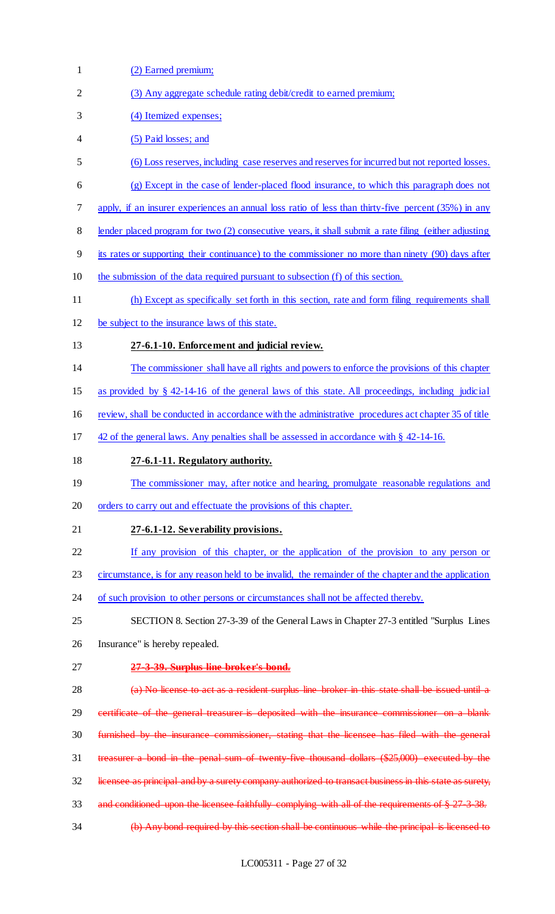(2) Earned premium;

(3) Any aggregate schedule rating debit/credit to earned premium;

(4) Itemized expenses;

(5) Paid losses; and

(6) Loss reserves, including case reserves and reserves for incurred but not reported losses.

(g) Except in the case of lender-placed flood insurance, to which this paragraph does not apply, if an insurer experiences an annual loss ratio of less than thirty-five percent (35%) in any lender placed program for two (2) consecutive years, it shall submit a rate filing (either adjusting its rates or supporting their continuance) to the commissioner no more than ninety (90) days after the submission of the data required pursuant to subsection (f) of this section.

(h) Except as specifically set forth in this section, rate and form filing requirements shall be subject to the insurance laws of this state.

**27-6.1-10. Enforcement and judicial review.**

The commissioner shall have all rights and powers to enforce the provisions of this chapter as provided by § 42-14-16 of the general laws of this state. All proceedings, including judicial review, shall be conducted in accordance with the administrative procedures act chapter 35 of title 42 of the general laws. Any penalties shall be assessed in accordance with § 42-14-16.

**27-6.1-11. Regulatory authority.**

The commissioner may, after notice and hearing, promulgate reasonable regulations and orders to carry out and effectuate the provisions of this chapter.

**27-6.1-12. Severability provisions.**

If any provision of this chapter, or the application of the provision to any person or circumstance, is for any reason held to be invalid, the remainder of the chapter and the application of such provision to other persons or circumstances shall not be affected thereby.

SECTION 8. Section 27-3-39 of the General Laws in Chapter 27-3 entitled "Surplus Lines Insurance" is hereby repealed.

~~**27-3-39. Surplus line broker's bond.**~~

~~(a) No license to act as a resident surplus line broker in this state shall be issued until a certificate of the general treasurer is deposited with the insurance commissioner on a blank furnished by the insurance commissioner, stating that the licensee has filed with the general treasurer a bond in the penal sum of twenty-five thousand dollars ($25,000) executed by the licensee as principal and by a surety company authorized to transact business in this state as surety, and conditioned upon the licensee faithfully complying with all of the requirements of § 27-3-38.~~

~~(b) Any bond required by this section shall be continuous while the principal is licensed to~~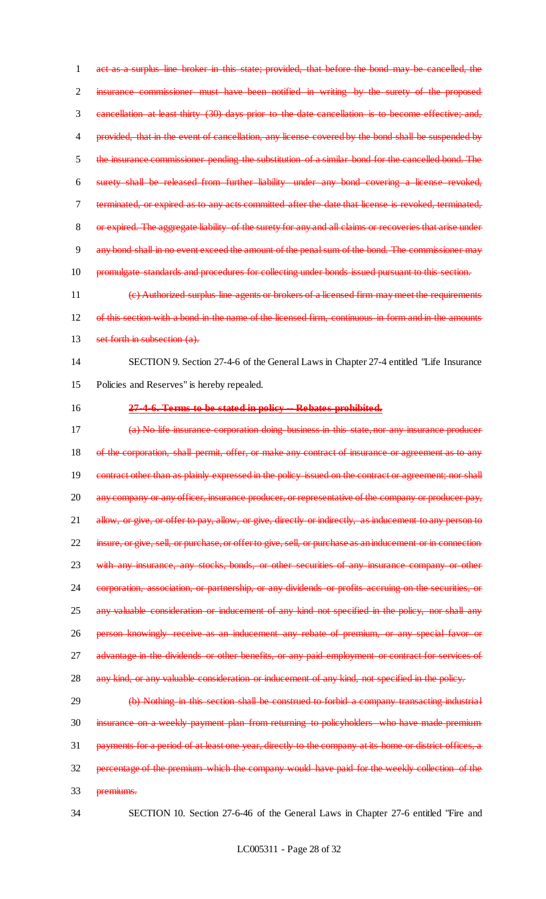~~act as a surplus line broker in this state; provided, that before the bond may be cancelled, the insurance commissioner must have been notified in writing by the surety of the proposed cancellation at least thirty (30) days prior to the date cancellation is to become effective; and, provided, that in the event of cancellation, any license covered by the bond shall be suspended by the insurance commissioner pending the substitution of a similar bond for the cancelled bond. The surety shall be released from further liability under any bond covering a license revoked, terminated, or expired as to any acts committed after the date that license is revoked, terminated, or expired. The aggregate liability of the surety for any and all claims or recoveries that arise under any bond shall in no event exceed the amount of the penal sum of the bond. The commissioner may promulgate standards and procedures for collecting under bonds issued pursuant to this section.~~

~~(c) Authorized surplus line agents or brokers of a licensed firm may meet the requirements of this section with a bond in the name of the licensed firm, continuous in form and in the amounts set forth in subsection (a).~~

SECTION 9. Section 27-4-6 of the General Laws in Chapter 27-4 entitled "Life Insurance Policies and Reserves" is hereby repealed.

~~**27-4-6. Terms to be stated in policy -- Rebates prohibited.**~~

~~(a) No life insurance corporation doing business in this state, nor any insurance producer of the corporation, shall permit, offer, or make any contract of insurance or agreement as to any contract other than as plainly expressed in the policy issued on the contract or agreement; nor shall any company or any officer, insurance producer, or representative of the company or producer pay, allow, or give, or offer to pay, allow, or give, directly or indirectly, as inducement to any person to insure, or give, sell, or purchase, or offer to give, sell, or purchase as an inducement or in connection with any insurance, any stocks, bonds, or other securities of any insurance company or other corporation, association, or partnership, or any dividends or profits accruing on the securities, or any valuable consideration or inducement of any kind not specified in the policy, nor shall any person knowingly receive as an inducement any rebate of premium, or any special favor or advantage in the dividends or other benefits, or any paid employment or contract for services of any kind, or any valuable consideration or inducement of any kind, not specified in the policy.~~

~~(b) Nothing in this section shall be construed to forbid a company transacting industrial insurance on a weekly payment plan from returning to policyholders who have made premium payments for a period of at least one year, directly to the company at its home or district offices, a percentage of the premium which the company would have paid for the weekly collection of the premiums.~~

SECTION 10. Section 27-6-46 of the General Laws in Chapter 27-6 entitled "Fire and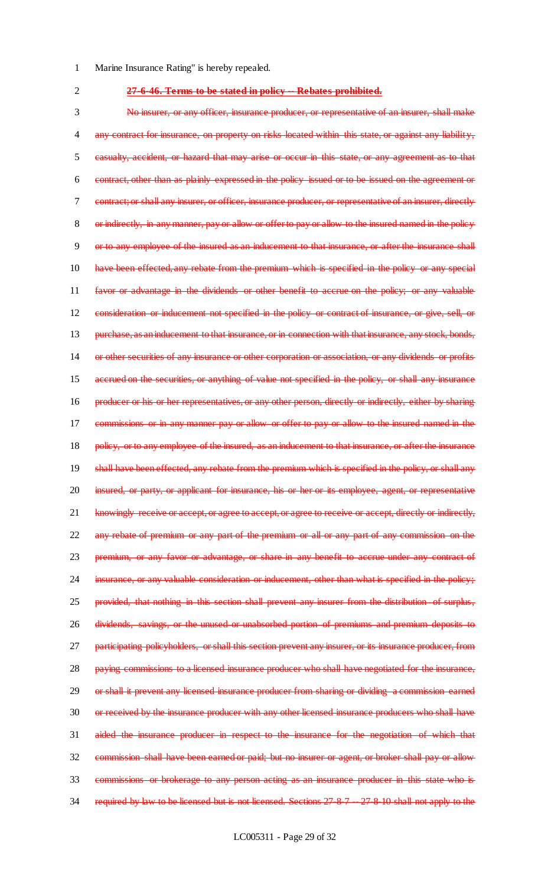Marine Insurance Rating" is hereby repealed.

~~**27-6-46. Terms to be stated in policy -- Rebates prohibited.**~~

~~No insurer, or any officer, insurance producer, or representative of an insurer, shall make any contract for insurance, on property on risks located within this state, or against any liability, casualty, accident, or hazard that may arise or occur in this state, or any agreement as to that contract, other than as plainly expressed in the policy issued or to be issued on the agreement or contract; or shall any insurer, or officer, insurance producer, or representative of an insurer, directly or indirectly, in any manner, pay or allow or offer to pay or allow to the insured named in the policy or to any employee of the insured as an inducement to that insurance, or after the insurance shall have been effected, any rebate from the premium which is specified in the policy or any special favor or advantage in the dividends or other benefit to accrue on the policy; or any valuable consideration or inducement not specified in the policy or contract of insurance, or give, sell, or purchase, as an inducement to that insurance, or in connection with that insurance, any stock, bonds, or other securities of any insurance or other corporation or association, or any dividends or profits accrued on the securities, or anything of value not specified in the policy, or shall any insurance producer or his or her representatives, or any other person, directly or indirectly, either by sharing commissions or in any manner pay or allow or offer to pay or allow to the insured named in the policy, or to any employee of the insured, as an inducement to that insurance, or after the insurance shall have been effected, any rebate from the premium which is specified in the policy, or shall any insured, or party, or applicant for insurance, his or her or its employee, agent, or representative knowingly receive or accept, or agree to accept, or agree to receive or accept, directly or indirectly, any rebate of premium or any part of the premium or all or any part of any commission on the premium, or any favor or advantage, or share in any benefit to accrue under any contract of insurance, or any valuable consideration or inducement, other than what is specified in the policy; provided, that nothing in this section shall prevent any insurer from the distribution of surplus, dividends, savings, or the unused or unabsorbed portion of premiums and premium deposits to participating policyholders, or shall this section prevent any insurer, or its insurance producer, from paying commissions to a licensed insurance producer who shall have negotiated for the insurance, or shall it prevent any licensed insurance producer from sharing or dividing a commission earned or received by the insurance producer with any other licensed insurance producers who shall have aided the insurance producer in respect to the insurance for the negotiation of which that commission shall have been earned or paid; but no insurer or agent, or broker shall pay or allow commissions or brokerage to any person acting as an insurance producer in this state who is required by law to be licensed but is not licensed. Sections 27-8-7 -- 27-8-10 shall not apply to the~~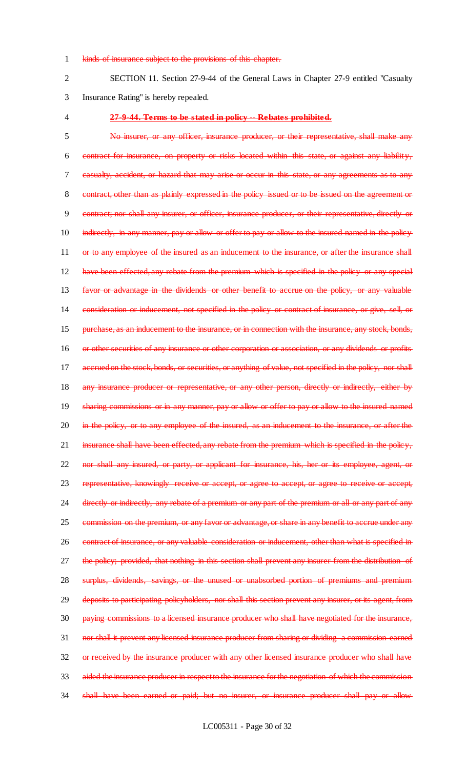~~kinds of insurance subject to the provisions of this chapter.~~

SECTION 11. Section 27-9-44 of the General Laws in Chapter 27-9 entitled "Casualty Insurance Rating" is hereby repealed.

~~**27-9-44. Terms to be stated in policy -- Rebates prohibited.**~~

~~No insurer, or any officer, insurance producer, or their representative, shall make any contract for insurance, on property or risks located within this state, or against any liability, casualty, accident, or hazard that may arise or occur in this state, or any agreements as to any contract, other than as plainly expressed in the policy issued or to be issued on the agreement or contract; nor shall any insurer, or officer, insurance producer, or their representative, directly or indirectly, in any manner, pay or allow or offer to pay or allow to the insured named in the policy or to any employee of the insured as an inducement to the insurance, or after the insurance shall have been effected, any rebate from the premium which is specified in the policy or any special favor or advantage in the dividends or other benefit to accrue on the policy, or any valuable consideration or inducement, not specified in the policy or contract of insurance, or give, sell, or purchase, as an inducement to the insurance, or in connection with the insurance, any stock, bonds, or other securities of any insurance or other corporation or association, or any dividends or profits accrued on the stock, bonds, or securities, or anything of value, not specified in the policy, nor shall any insurance producer or representative, or any other person, directly or indirectly, either by sharing commissions or in any manner, pay or allow or offer to pay or allow to the insured named in the policy, or to any employee of the insured, as an inducement to the insurance, or after the insurance shall have been effected, any rebate from the premium which is specified in the policy, nor shall any insured, or party, or applicant for insurance, his, her or its employee, agent, or representative, knowingly receive or accept, or agree to accept, or agree to receive or accept, directly or indirectly, any rebate of a premium or any part of the premium or all or any part of any commission on the premium, or any favor or advantage, or share in any benefit to accrue under any contract of insurance, or any valuable consideration or inducement, other than what is specified in the policy; provided, that nothing in this section shall prevent any insurer from the distribution of surplus, dividends, savings, or the unused or unabsorbed portion of premiums and premium deposits to participating policyholders, nor shall this section prevent any insurer, or its agent, from paying commissions to a licensed insurance producer who shall have negotiated for the insurance, nor shall it prevent any licensed insurance producer from sharing or dividing a commission earned or received by the insurance producer with any other licensed insurance producer who shall have aided the insurance producer in respect to the insurance for the negotiation of which the commission shall have been earned or paid; but no insurer, or insurance producer shall pay or allow~~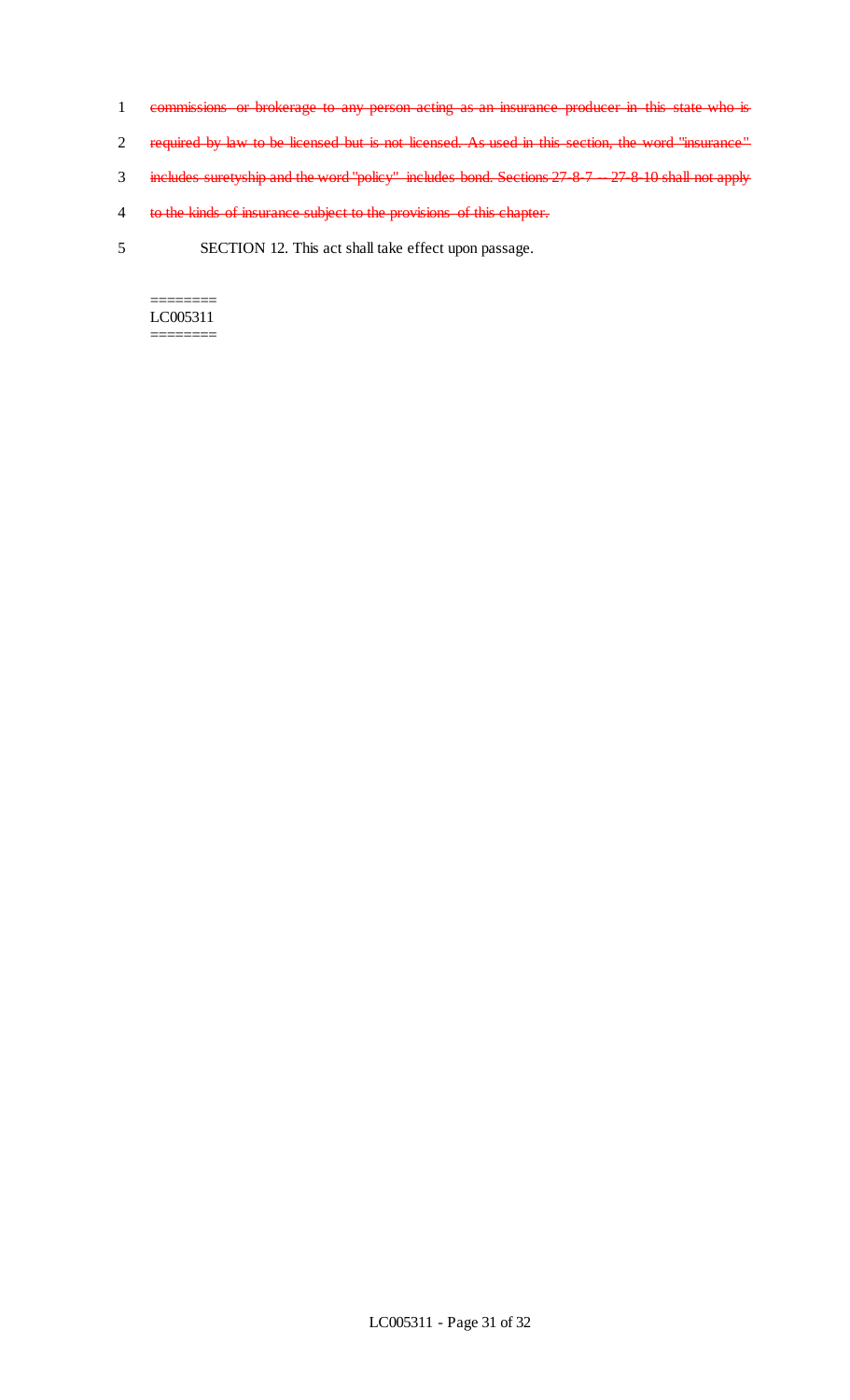~~commissions or brokerage to any person acting as an insurance producer in this state who is required by law to be licensed but is not licensed. As used in this section, the word "insurance" includes suretyship and the word "policy" includes bond. Sections 27-8-7 -- 27-8-10 shall not apply to the kinds of insurance subject to the provisions of this chapter.~~

SECTION 12. This act shall take effect upon passage.

========
LC005311
========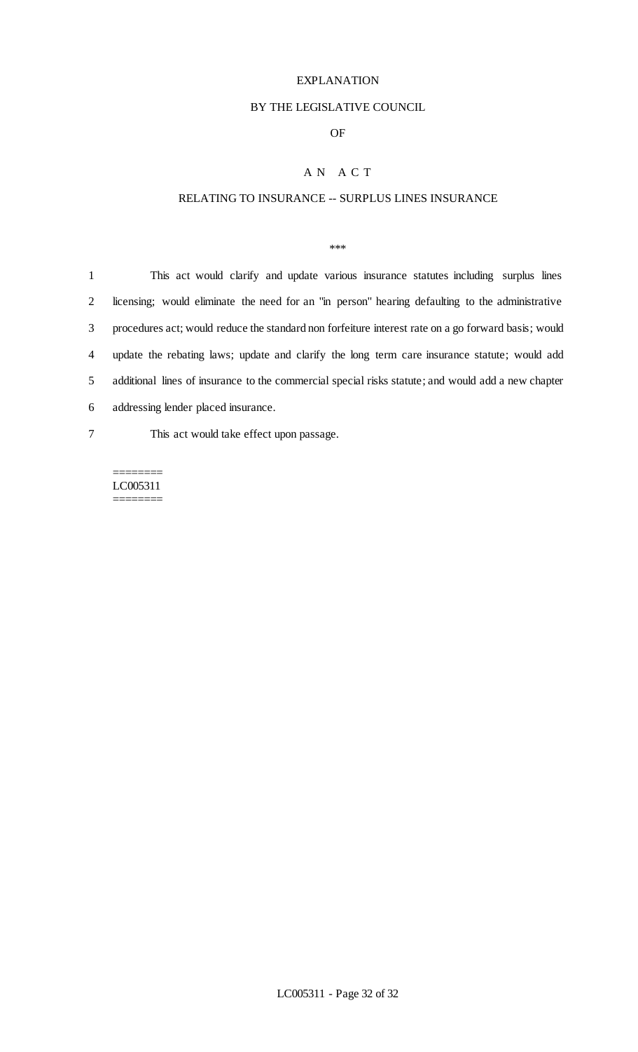EXPLANATION

BY THE LEGISLATIVE COUNCIL

OF

A N A C T

RELATING TO INSURANCE -- SURPLUS LINES INSURANCE

***

This act would clarify and update various insurance statutes including surplus lines licensing; would eliminate the need for an "in person" hearing defaulting to the administrative procedures act; would reduce the standard non forfeiture interest rate on a go forward basis; would update the rebating laws; update and clarify the long term care insurance statute; would add additional lines of insurance to the commercial special risks statute; and would add a new chapter addressing lender placed insurance.

This act would take effect upon passage.

========
LC005311
========